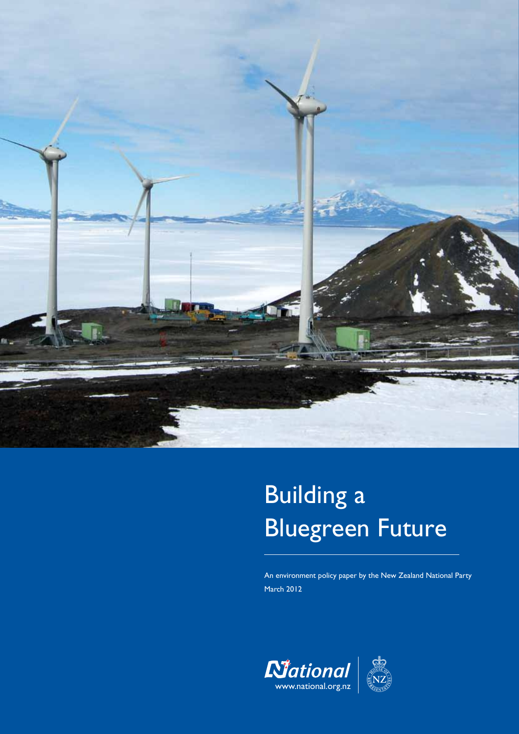# Building a Bluegreen Future

An environment policy paper by the New Zealand National Party

March 2012

www.national.org.nz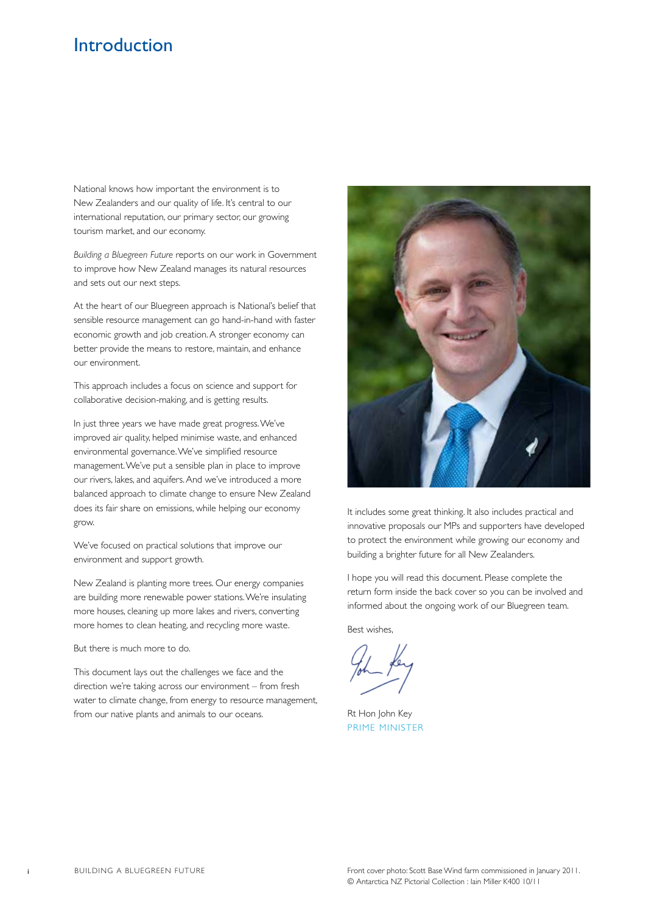# Introduction

National knows how important the environment is to New Zealanders and our quality of life. It's central to our international reputation, our primary sector, our growing tourism market, and our economy.

*Building a Bluegreen Future* reports on our work in Government to improve how New Zealand manages its natural resources and sets out our next steps.

At the heart of our Bluegreen approach is National's belief that sensible resource management can go hand-in-hand with faster economic growth and job creation. A stronger economy can better provide the means to restore, maintain, and enhance our environment.

This approach includes a focus on science and support for collaborative decision-making, and is getting results.

In just three years we have made great progress. We've improved air quality, helped minimise waste, and enhanced environmental governance. We've simplified resource management. We've put a sensible plan in place to improve our rivers, lakes, and aquifers. And we've introduced a more balanced approach to climate change to ensure New Zealand does its fair share on emissions, while helping our economy grow.

We've focused on practical solutions that improve our environment and support growth.

New Zealand is planting more trees. Our energy companies are building more renewable power stations. We're insulating more houses, cleaning up more lakes and rivers, converting more homes to clean heating, and recycling more waste.

But there is much more to do.

This document lays out the challenges we face and the direction we're taking across our environment – from fresh water to climate change, from energy to resource management, from our native plants and animals to our oceans.

It includes some great thinking. It also includes practical and innovative proposals our MPs and supporters have developed to protect the environment while growing our economy and building a brighter future for all New Zealanders.

I hope you will read this document. Please complete the return form inside the back cover so you can be involved and informed about the ongoing work of our Bluegreen team.

Best wishes,

Rt Hon John Key
PRIME MINISTER

Front cover photo: Scott Base Wind farm commissioned in January 2011.
© Antarctica NZ Pictorial Collection : Iain Miller K400 10/11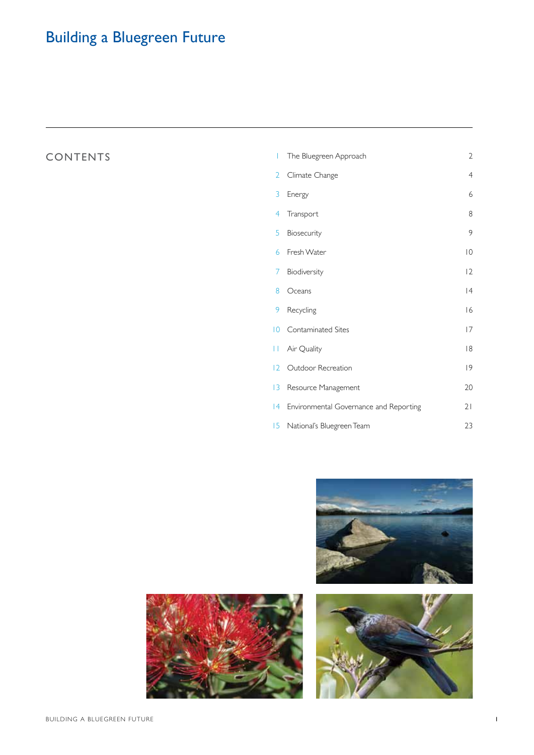# Building a Bluegreen Future

## CONTENTS

| | | |
|---|---|---|
| 1 | The Bluegreen Approach | 2 |
| 2 | Climate Change | 4 |
| 3 | Energy | 6 |
| 4 | Transport | 8 |
| 5 | Biosecurity | 9 |
| 6 | Fresh Water | 10 |
| 7 | Biodiversity | 12 |
| 8 | Oceans | 14 |
| 9 | Recycling | 16 |
| 10 | Contaminated Sites | 17 |
| 11 | Air Quality | 18 |
| 12 | Outdoor Recreation | 19 |
| 13 | Resource Management | 20 |
| 14 | Environmental Governance and Reporting | 21 |
| 15 | National's Bluegreen Team | 23 |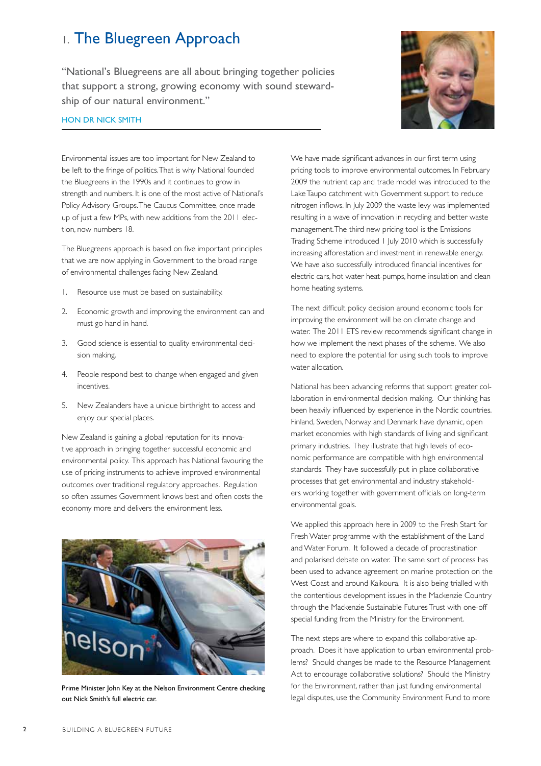# 1. The Bluegreen Approach

"National's Bluegreens are all about bringing together policies that support a strong, growing economy with sound stewardship of our natural environment."

HON DR NICK SMITH

Environmental issues are too important for New Zealand to be left to the fringe of politics. That is why National founded the Bluegreens in the 1990s and it continues to grow in strength and numbers. It is one of the most active of National's Policy Advisory Groups. The Caucus Committee, once made up of just a few MPs, with new additions from the 2011 election, now numbers 18.

The Bluegreens approach is based on five important principles that we are now applying in Government to the broad range of environmental challenges facing New Zealand.

1. Resource use must be based on sustainability.
2. Economic growth and improving the environment can and must go hand in hand.
3. Good science is essential to quality environmental decision making.
4. People respond best to change when engaged and given incentives.
5. New Zealanders have a unique birthright to access and enjoy our special places.

New Zealand is gaining a global reputation for its innovative approach in bringing together successful economic and environmental policy. This approach has National favouring the use of pricing instruments to achieve improved environmental outcomes over traditional regulatory approaches. Regulation so often assumes Government knows best and often costs the economy more and delivers the environment less.

Prime Minister John Key at the Nelson Environment Centre checking out Nick Smith's full electric car.

We have made significant advances in our first term using pricing tools to improve environmental outcomes. In February 2009 the nutrient cap and trade model was introduced to the Lake Taupo catchment with Government support to reduce nitrogen inflows. In July 2009 the waste levy was implemented resulting in a wave of innovation in recycling and better waste management. The third new pricing tool is the Emissions Trading Scheme introduced 1 July 2010 which is successfully increasing afforestation and investment in renewable energy. We have also successfully introduced financial incentives for electric cars, hot water heat-pumps, home insulation and clean home heating systems.

The next difficult policy decision around economic tools for improving the environment will be on climate change and water. The 2011 ETS review recommends significant change in how we implement the next phases of the scheme. We also need to explore the potential for using such tools to improve water allocation.

National has been advancing reforms that support greater collaboration in environmental decision making. Our thinking has been heavily influenced by experience in the Nordic countries. Finland, Sweden, Norway and Denmark have dynamic, open market economies with high standards of living and significant primary industries. They illustrate that high levels of economic performance are compatible with high environmental standards. They have successfully put in place collaborative processes that get environmental and industry stakeholders working together with government officials on long-term environmental goals.

We applied this approach here in 2009 to the Fresh Start for Fresh Water programme with the establishment of the Land and Water Forum. It followed a decade of procrastination and polarised debate on water. The same sort of process has been used to advance agreement on marine protection on the West Coast and around Kaikoura. It is also being trialled with the contentious development issues in the Mackenzie Country through the Mackenzie Sustainable Futures Trust with one-off special funding from the Ministry for the Environment.

The next steps are where to expand this collaborative approach. Does it have application to urban environmental problems? Should changes be made to the Resource Management Act to encourage collaborative solutions? Should the Ministry for the Environment, rather than just funding environmental legal disputes, use the Community Environment Fund to more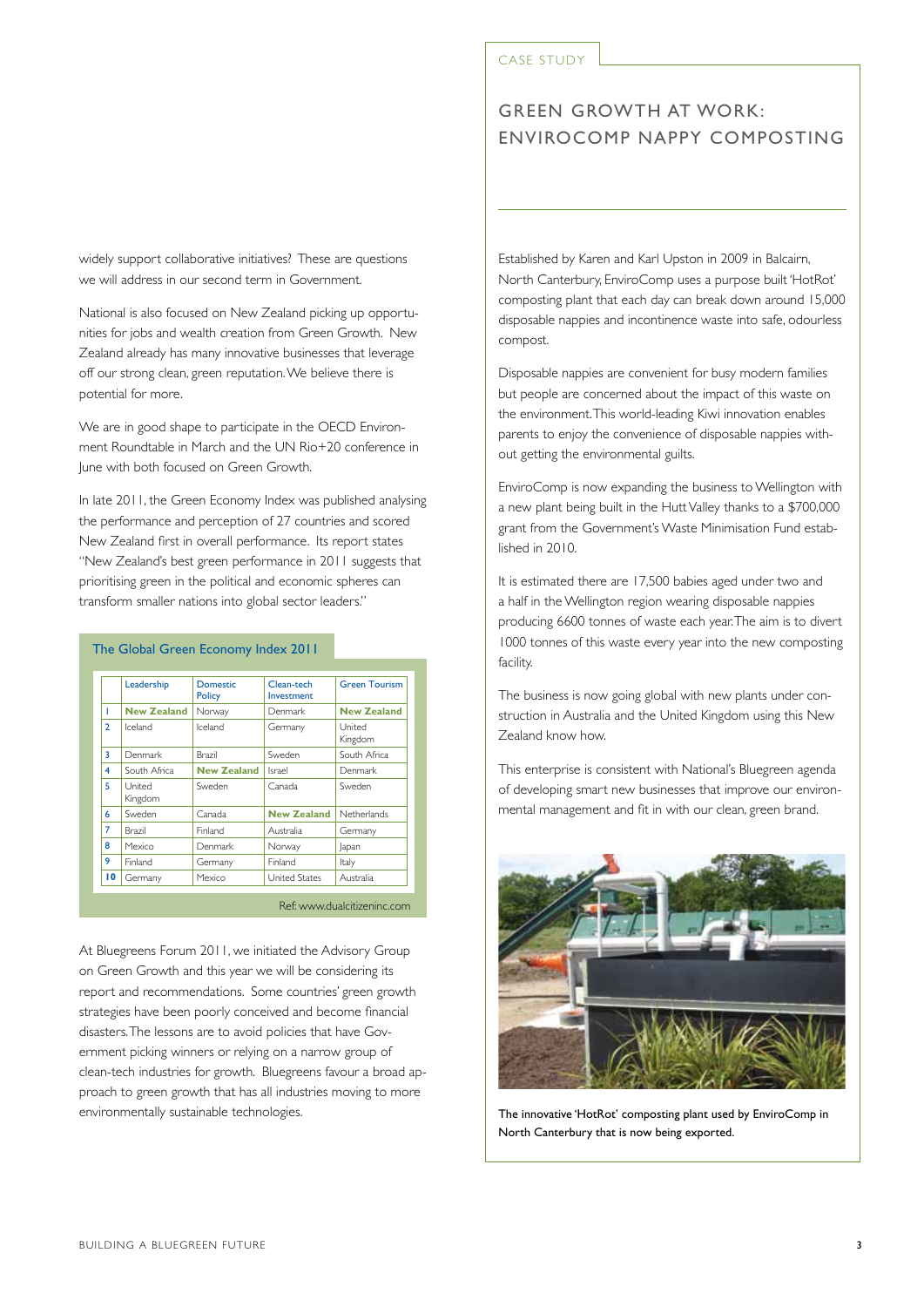widely support collaborative initiatives? These are questions we will address in our second term in Government.

National is also focused on New Zealand picking up opportunities for jobs and wealth creation from Green Growth. New Zealand already has many innovative businesses that leverage off our strong clean, green reputation. We believe there is potential for more.

We are in good shape to participate in the OECD Environment Roundtable in March and the UN Rio+20 conference in June with both focused on Green Growth.

In late 2011, the Green Economy Index was published analysing the performance and perception of 27 countries and scored New Zealand first in overall performance. Its report states "New Zealand's best green performance in 2011 suggests that prioritising green in the political and economic spheres can transform smaller nations into global sector leaders."

### The Global Green Economy Index 2011

| | Leadership | Domestic Policy | Clean-tech Investment | Green Tourism |
|---|---|---|---|---|
| 1 | **New Zealand** | Norway | Denmark | **New Zealand** |
| 2 | Iceland | Iceland | Germany | United Kingdom |
| 3 | Denmark | Brazil | Sweden | South Africa |
| 4 | South Africa | **New Zealand** | Israel | Denmark |
| 5 | United Kingdom | Sweden | Canada | Sweden |
| 6 | Sweden | Canada | **New Zealand** | Netherlands |
| 7 | Brazil | Finland | Australia | Germany |
| 8 | Mexico | Denmark | Norway | Japan |
| 9 | Finland | Germany | Finland | Italy |
| 10 | Germany | Mexico | United States | Australia |

Ref: www.dualcitizeninc.com

At Bluegreens Forum 2011, we initiated the Advisory Group on Green Growth and this year we will be considering its report and recommendations. Some countries' green growth strategies have been poorly conceived and become financial disasters. The lessons are to avoid policies that have Government picking winners or relying on a narrow group of clean-tech industries for growth. Bluegreens favour a broad approach to green growth that has all industries moving to more environmentally sustainable technologies.

CASE STUDY

## GREEN GROWTH AT WORK: ENVIROCOMP NAPPY COMPOSTING

Established by Karen and Karl Upston in 2009 in Balcairn, North Canterbury, EnviroComp uses a purpose built 'HotRot' composting plant that each day can break down around 15,000 disposable nappies and incontinence waste into safe, odourless compost.

Disposable nappies are convenient for busy modern families but people are concerned about the impact of this waste on the environment. This world-leading Kiwi innovation enables parents to enjoy the convenience of disposable nappies without getting the environmental guilts.

EnviroComp is now expanding the business to Wellington with a new plant being built in the Hutt Valley thanks to a $700,000 grant from the Government's Waste Minimisation Fund established in 2010.

It is estimated there are 17,500 babies aged under two and a half in the Wellington region wearing disposable nappies producing 6600 tonnes of waste each year. The aim is to divert 1000 tonnes of this waste every year into the new composting facility.

The business is now going global with new plants under construction in Australia and the United Kingdom using this New Zealand know how.

This enterprise is consistent with National's Bluegreen agenda of developing smart new businesses that improve our environmental management and fit in with our clean, green brand.

The innovative 'HotRot' composting plant used by EnviroComp in North Canterbury that is now being exported.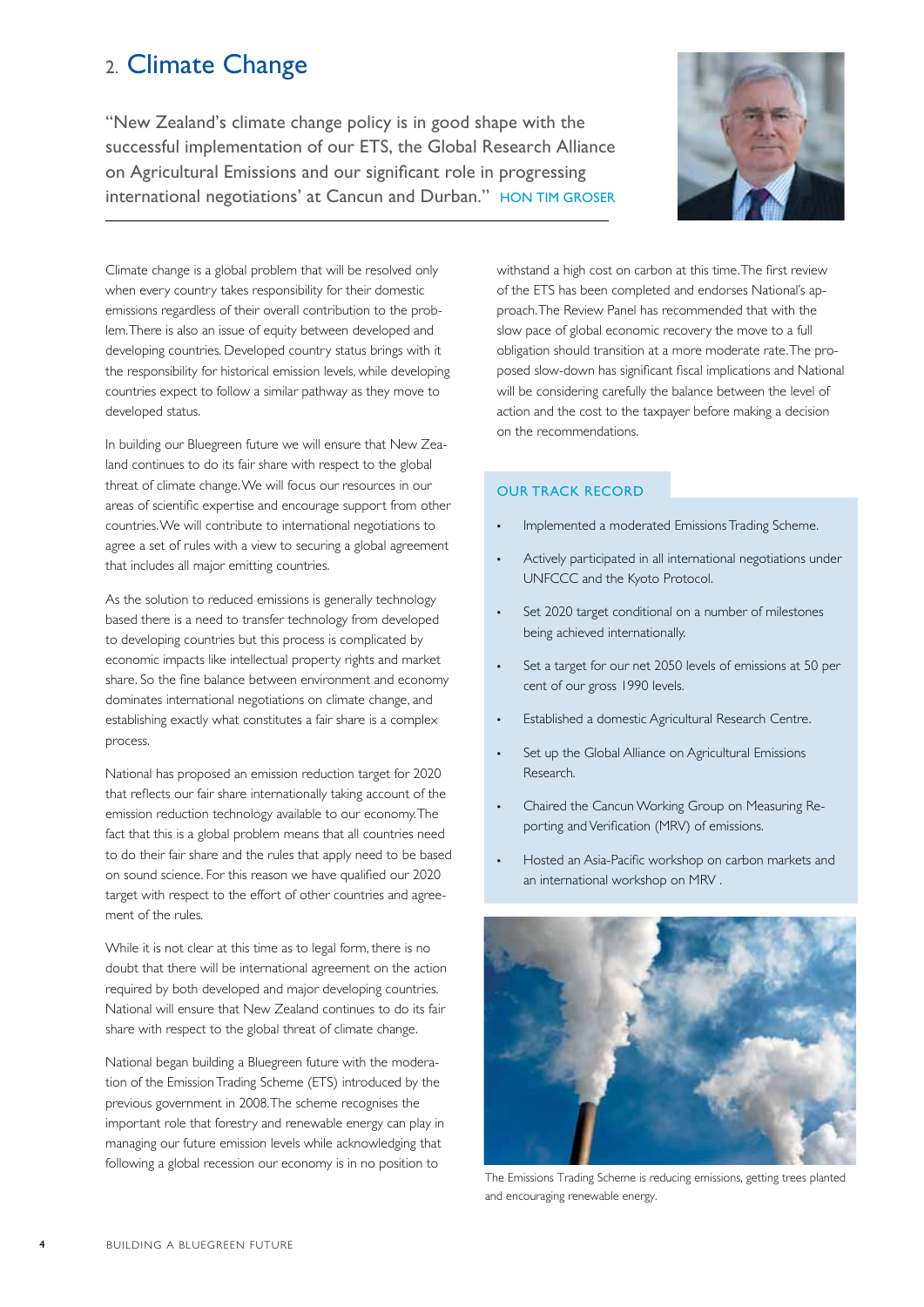# 2. Climate Change

"New Zealand's climate change policy is in good shape with the successful implementation of our ETS, the Global Research Alliance on Agricultural Emissions and our significant role in progressing international negotiations' at Cancun and Durban." HON TIM GROSER

Climate change is a global problem that will be resolved only when every country takes responsibility for their domestic emissions regardless of their overall contribution to the problem. There is also an issue of equity between developed and developing countries. Developed country status brings with it the responsibility for historical emission levels, while developing countries expect to follow a similar pathway as they move to developed status.

In building our Bluegreen future we will ensure that New Zealand continues to do its fair share with respect to the global threat of climate change. We will focus our resources in our areas of scientific expertise and encourage support from other countries. We will contribute to international negotiations to agree a set of rules with a view to securing a global agreement that includes all major emitting countries.

As the solution to reduced emissions is generally technology based there is a need to transfer technology from developed to developing countries but this process is complicated by economic impacts like intellectual property rights and market share. So the fine balance between environment and economy dominates international negotiations on climate change, and establishing exactly what constitutes a fair share is a complex process.

National has proposed an emission reduction target for 2020 that reflects our fair share internationally taking account of the emission reduction technology available to our economy. The fact that this is a global problem means that all countries need to do their fair share and the rules that apply need to be based on sound science. For this reason we have qualified our 2020 target with respect to the effort of other countries and agreement of the rules.

While it is not clear at this time as to legal form, there is no doubt that there will be international agreement on the action required by both developed and major developing countries. National will ensure that New Zealand continues to do its fair share with respect to the global threat of climate change.

National began building a Bluegreen future with the moderation of the Emission Trading Scheme (ETS) introduced by the previous government in 2008. The scheme recognises the important role that forestry and renewable energy can play in managing our future emission levels while acknowledging that following a global recession our economy is in no position to withstand a high cost on carbon at this time. The first review of the ETS has been completed and endorses National's approach. The Review Panel has recommended that with the slow pace of global economic recovery the move to a full obligation should transition at a more moderate rate. The proposed slow-down has significant fiscal implications and National will be considering carefully the balance between the level of action and the cost to the taxpayer before making a decision on the recommendations.

## OUR TRACK RECORD

- Implemented a moderated Emissions Trading Scheme.
- Actively participated in all international negotiations under UNFCCC and the Kyoto Protocol.
- Set 2020 target conditional on a number of milestones being achieved internationally.
- Set a target for our net 2050 levels of emissions at 50 per cent of our gross 1990 levels.
- Established a domestic Agricultural Research Centre.
- Set up the Global Alliance on Agricultural Emissions Research.
- Chaired the Cancun Working Group on Measuring Reporting and Verification (MRV) of emissions.
- Hosted an Asia-Pacific workshop on carbon markets and an international workshop on MRV .

The Emissions Trading Scheme is reducing emissions, getting trees planted and encouraging renewable energy.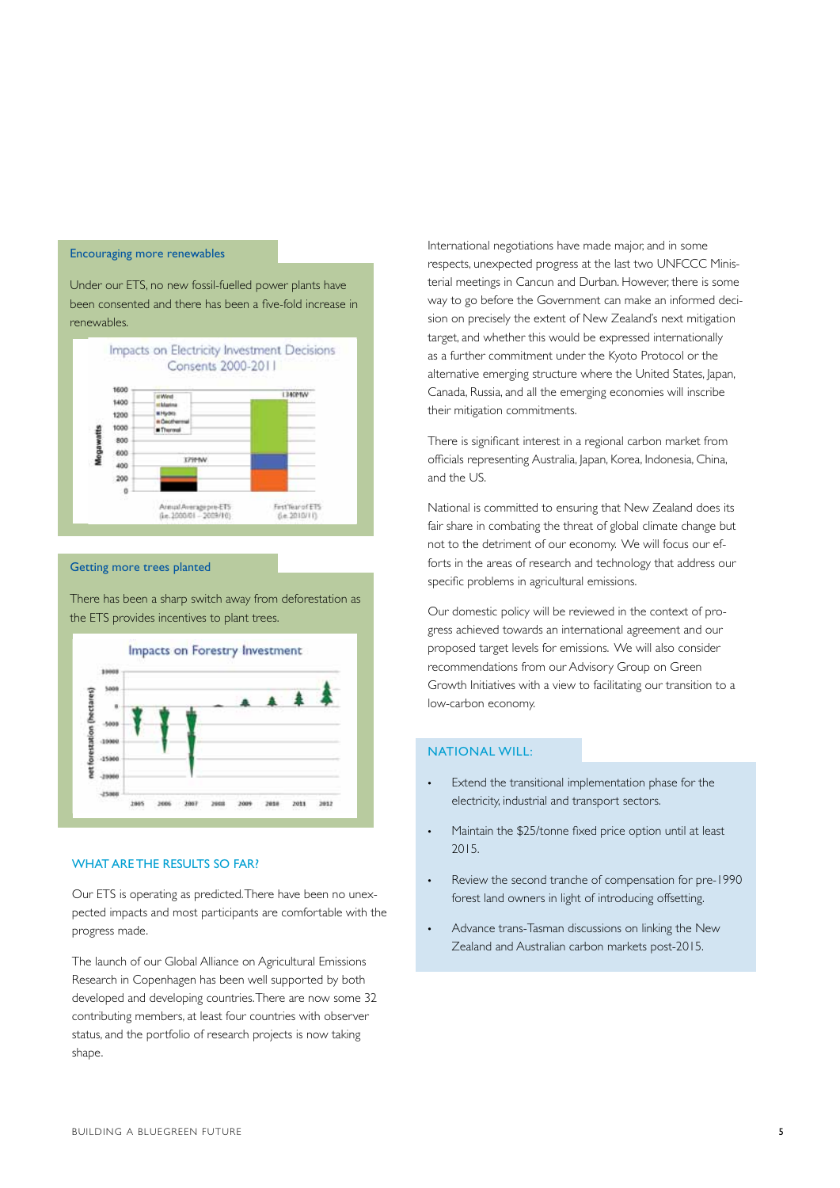## Encouraging more renewables

Under our ETS, no new fossil-fuelled power plants have been consented and there has been a five-fold increase in renewables.

Impacts on Electricity Investment Decisions
Consents 2000-2011

## Getting more trees planted

There has been a sharp switch away from deforestation as the ETS provides incentives to plant trees.

Impacts on Forestry Investment

## WHAT ARE THE RESULTS SO FAR?

Our ETS is operating as predicted. There have been no unexpected impacts and most participants are comfortable with the progress made.

The launch of our Global Alliance on Agricultural Emissions Research in Copenhagen has been well supported by both developed and developing countries. There are now some 32 contributing members, at least four countries with observer status, and the portfolio of research projects is now taking shape.

International negotiations have made major, and in some respects, unexpected progress at the last two UNFCCC Ministerial meetings in Cancun and Durban. However, there is some way to go before the Government can make an informed decision on precisely the extent of New Zealand's next mitigation target, and whether this would be expressed internationally as a further commitment under the Kyoto Protocol or the alternative emerging structure where the United States, Japan, Canada, Russia, and all the emerging economies will inscribe their mitigation commitments.

There is significant interest in a regional carbon market from officials representing Australia, Japan, Korea, Indonesia, China, and the US.

National is committed to ensuring that New Zealand does its fair share in combating the threat of global climate change but not to the detriment of our economy. We will focus our efforts in the areas of research and technology that address our specific problems in agricultural emissions.

Our domestic policy will be reviewed in the context of progress achieved towards an international agreement and our proposed target levels for emissions. We will also consider recommendations from our Advisory Group on Green Growth Initiatives with a view to facilitating our transition to a low-carbon economy.

## NATIONAL WILL:

- Extend the transitional implementation phase for the electricity, industrial and transport sectors.
- Maintain the $25/tonne fixed price option until at least 2015.
- Review the second tranche of compensation for pre-1990 forest land owners in light of introducing offsetting.
- Advance trans-Tasman discussions on linking the New Zealand and Australian carbon markets post-2015.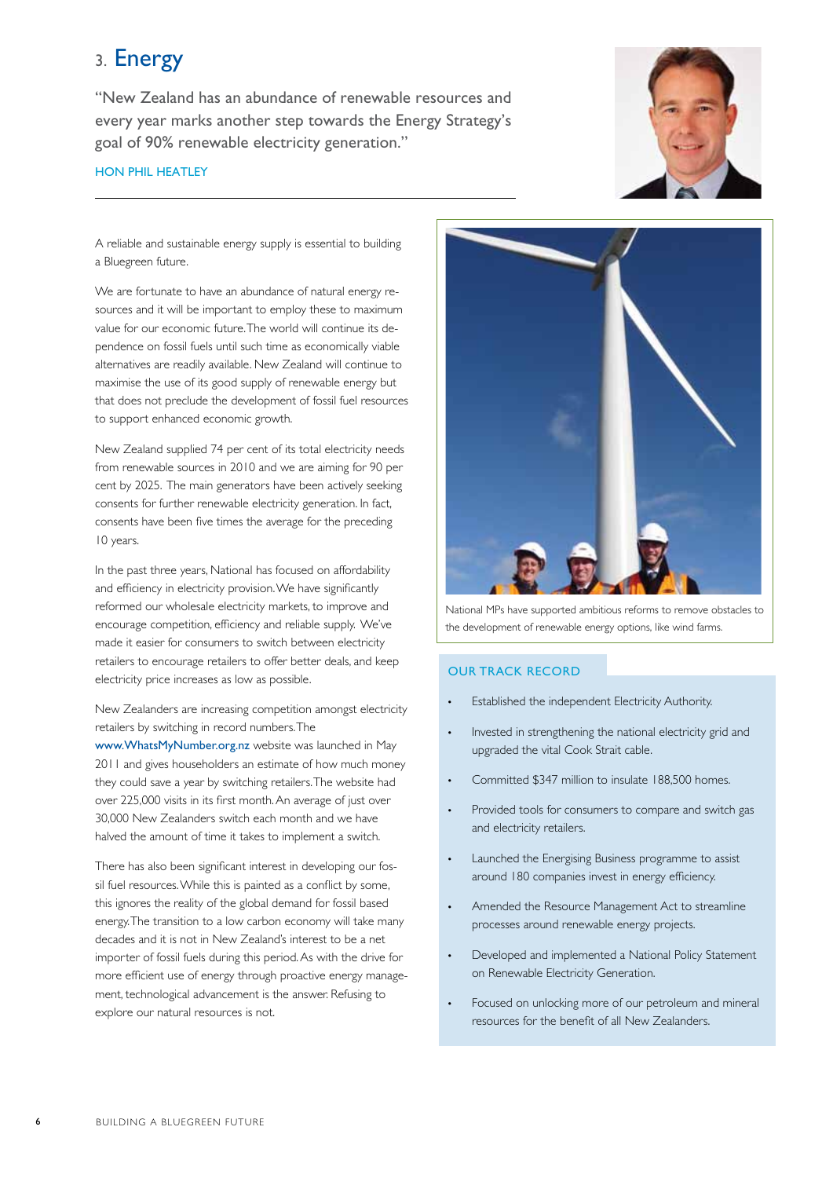# 3. Energy

"New Zealand has an abundance of renewable resources and every year marks another step towards the Energy Strategy's goal of 90% renewable electricity generation."

HON PHIL HEATLEY

A reliable and sustainable energy supply is essential to building a Bluegreen future.

We are fortunate to have an abundance of natural energy resources and it will be important to employ these to maximum value for our economic future. The world will continue its dependence on fossil fuels until such time as economically viable alternatives are readily available. New Zealand will continue to maximise the use of its good supply of renewable energy but that does not preclude the development of fossil fuel resources to support enhanced economic growth.

New Zealand supplied 74 per cent of its total electricity needs from renewable sources in 2010 and we are aiming for 90 per cent by 2025. The main generators have been actively seeking consents for further renewable electricity generation. In fact, consents have been five times the average for the preceding 10 years.

In the past three years, National has focused on affordability and efficiency in electricity provision. We have significantly reformed our wholesale electricity markets, to improve and encourage competition, efficiency and reliable supply. We've made it easier for consumers to switch between electricity retailers to encourage retailers to offer better deals, and keep electricity price increases as low as possible.

New Zealanders are increasing competition amongst electricity retailers by switching in record numbers. The www.WhatsMyNumber.org.nz website was launched in May 2011 and gives householders an estimate of how much money they could save a year by switching retailers. The website had over 225,000 visits in its first month. An average of just over 30,000 New Zealanders switch each month and we have halved the amount of time it takes to implement a switch.

There has also been significant interest in developing our fossil fuel resources. While this is painted as a conflict by some, this ignores the reality of the global demand for fossil based energy. The transition to a low carbon economy will take many decades and it is not in New Zealand's interest to be a net importer of fossil fuels during this period. As with the drive for more efficient use of energy through proactive energy management, technological advancement is the answer. Refusing to explore our natural resources is not.

National MPs have supported ambitious reforms to remove obstacles to the development of renewable energy options, like wind farms.

## OUR TRACK RECORD

- Established the independent Electricity Authority.
- Invested in strengthening the national electricity grid and upgraded the vital Cook Strait cable.
- Committed $347 million to insulate 188,500 homes.
- Provided tools for consumers to compare and switch gas and electricity retailers.
- Launched the Energising Business programme to assist around 180 companies invest in energy efficiency.
- Amended the Resource Management Act to streamline processes around renewable energy projects.
- Developed and implemented a National Policy Statement on Renewable Electricity Generation.
- Focused on unlocking more of our petroleum and mineral resources for the benefit of all New Zealanders.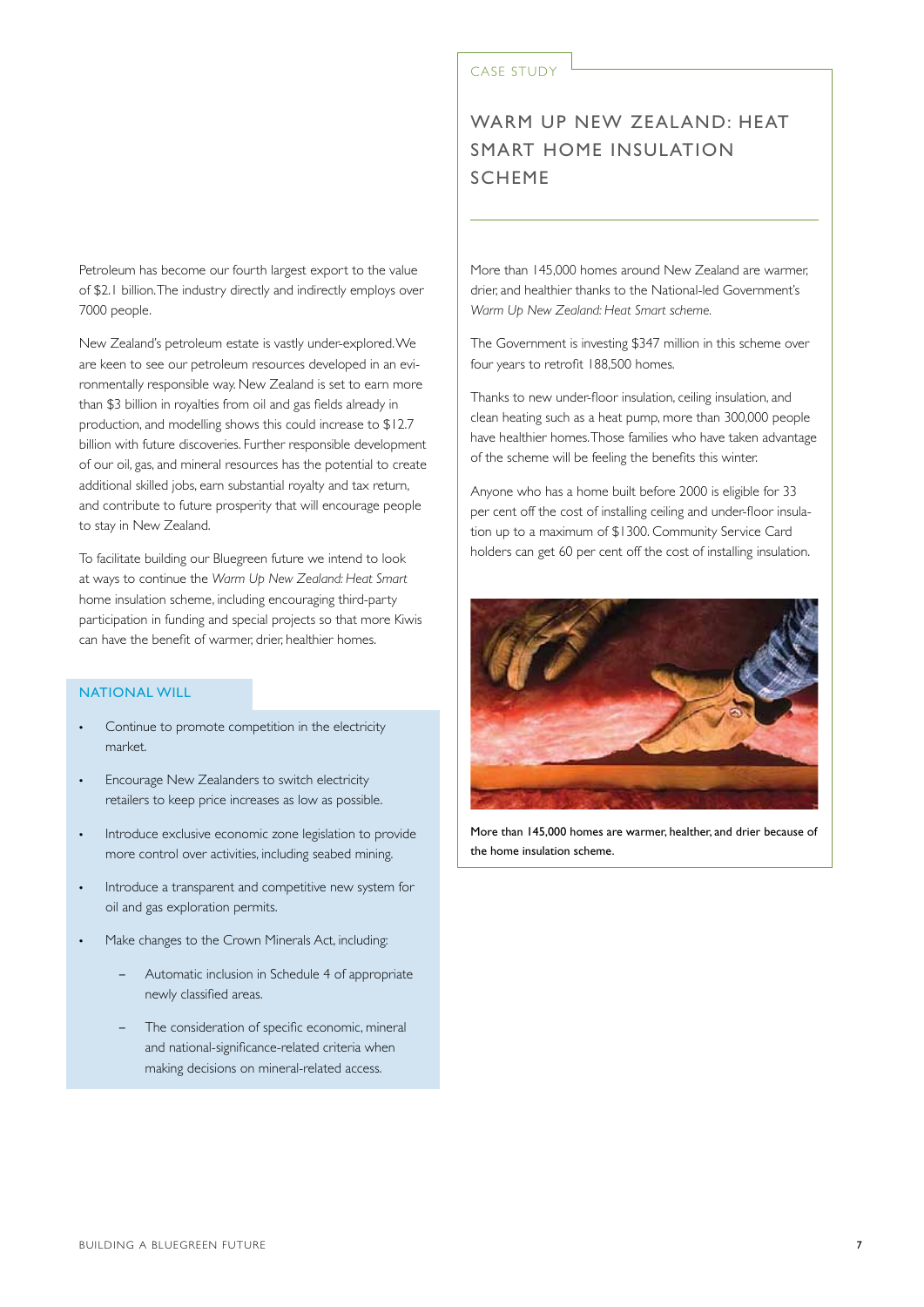Petroleum has become our fourth largest export to the value of $2.1 billion. The industry directly and indirectly employs over 7000 people.

New Zealand's petroleum estate is vastly under-explored. We are keen to see our petroleum resources developed in an environmentally responsible way. New Zealand is set to earn more than $3 billion in royalties from oil and gas fields already in production, and modelling shows this could increase to $12.7 billion with future discoveries. Further responsible development of our oil, gas, and mineral resources has the potential to create additional skilled jobs, earn substantial royalty and tax return, and contribute to future prosperity that will encourage people to stay in New Zealand.

To facilitate building our Bluegreen future we intend to look at ways to continue the *Warm Up New Zealand: Heat Smart* home insulation scheme, including encouraging third-party participation in funding and special projects so that more Kiwis can have the benefit of warmer, drier, healthier homes.

### NATIONAL WILL

- Continue to promote competition in the electricity market.
- Encourage New Zealanders to switch electricity retailers to keep price increases as low as possible.
- Introduce exclusive economic zone legislation to provide more control over activities, including seabed mining.
- Introduce a transparent and competitive new system for oil and gas exploration permits.
- Make changes to the Crown Minerals Act, including:
  - Automatic inclusion in Schedule 4 of appropriate newly classified areas.
  - The consideration of specific economic, mineral and national-significance-related criteria when making decisions on mineral-related access.

CASE STUDY

## WARM UP NEW ZEALAND: HEAT SMART HOME INSULATION SCHEME

More than 145,000 homes around New Zealand are warmer, drier, and healthier thanks to the National-led Government's *Warm Up New Zealand: Heat Smart scheme.*

The Government is investing $347 million in this scheme over four years to retrofit 188,500 homes.

Thanks to new under-floor insulation, ceiling insulation, and clean heating such as a heat pump, more than 300,000 people have healthier homes. Those families who have taken advantage of the scheme will be feeling the benefits this winter.

Anyone who has a home built before 2000 is eligible for 33 per cent off the cost of installing ceiling and under-floor insulation up to a maximum of $1300. Community Service Card holders can get 60 per cent off the cost of installing insulation.

More than 145,000 homes are warmer, healthier, and drier because of the home insulation scheme.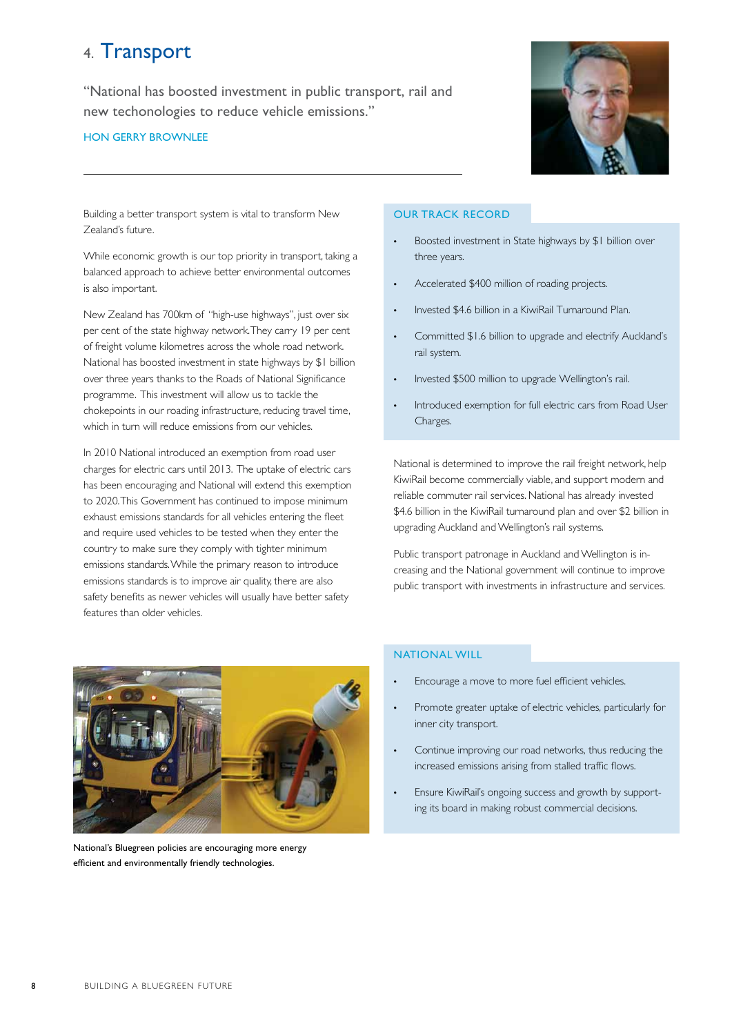# 4. Transport

"National has boosted investment in public transport, rail and new techonologies to reduce vehicle emissions."

HON GERRY BROWNLEE

Building a better transport system is vital to transform New Zealand's future.

While economic growth is our top priority in transport, taking a balanced approach to achieve better environmental outcomes is also important.

New Zealand has 700km of "high-use highways", just over six per cent of the state highway network. They carry 19 per cent of freight volume kilometres across the whole road network. National has boosted investment in state highways by $1 billion over three years thanks to the Roads of National Significance programme. This investment will allow us to tackle the chokepoints in our roading infrastructure, reducing travel time, which in turn will reduce emissions from our vehicles.

In 2010 National introduced an exemption from road user charges for electric cars until 2013. The uptake of electric cars has been encouraging and National will extend this exemption to 2020. This Government has continued to impose minimum exhaust emissions standards for all vehicles entering the fleet and require used vehicles to be tested when they enter the country to make sure they comply with tighter minimum emissions standards. While the primary reason to introduce emissions standards is to improve air quality, there are also safety benefits as newer vehicles will usually have better safety features than older vehicles.

## OUR TRACK RECORD

- Boosted investment in State highways by $1 billion over three years.
- Accelerated $400 million of roading projects.
- Invested $4.6 billion in a KiwiRail Turnaround Plan.
- Committed $1.6 billion to upgrade and electrify Auckland's rail system.
- Invested $500 million to upgrade Wellington's rail.
- Introduced exemption for full electric cars from Road User Charges.

National is determined to improve the rail freight network, help KiwiRail become commercially viable, and support modern and reliable commuter rail services. National has already invested $4.6 billion in the KiwiRail turnaround plan and over $2 billion in upgrading Auckland and Wellington's rail systems.

Public transport patronage in Auckland and Wellington is increasing and the National government will continue to improve public transport with investments in infrastructure and services.

National's Bluegreen policies are encouraging more energy efficient and environmentally friendly technologies.

## NATIONAL WILL

- Encourage a move to more fuel efficient vehicles.
- Promote greater uptake of electric vehicles, particularly for inner city transport.
- Continue improving our road networks, thus reducing the increased emissions arising from stalled traffic flows.
- Ensure KiwiRail's ongoing success and growth by supporting its board in making robust commercial decisions.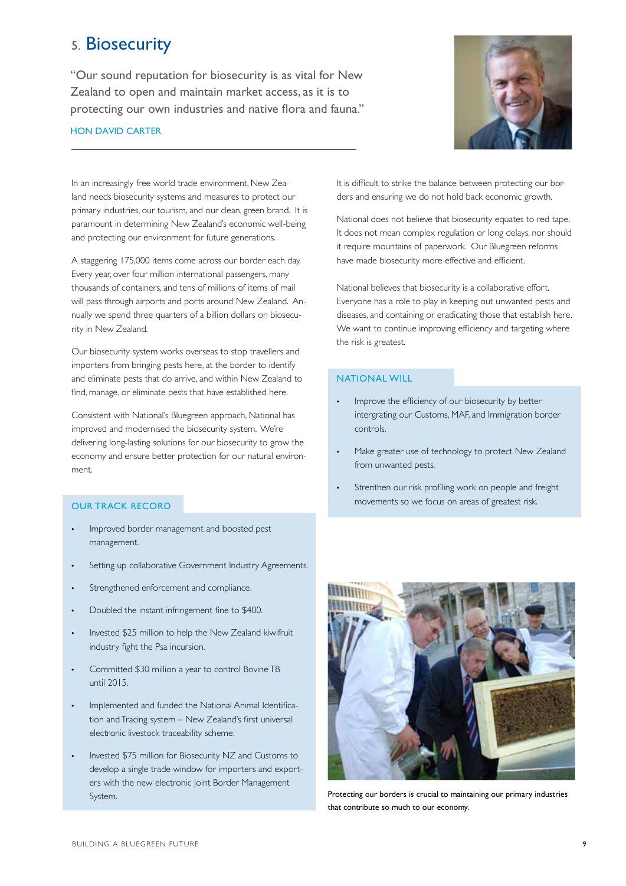# 5. Biosecurity

"Our sound reputation for biosecurity is as vital for New Zealand to open and maintain market access, as it is to protecting our own industries and native flora and fauna."

HON DAVID CARTER

In an increasingly free world trade environment, New Zealand needs biosecurity systems and measures to protect our primary industries, our tourism, and our clean, green brand. It is paramount in determining New Zealand's economic well-being and protecting our environment for future generations.

A staggering 175,000 items come across our border each day. Every year, over four million international passengers, many thousands of containers, and tens of millions of items of mail will pass through airports and ports around New Zealand. Annually we spend three quarters of a billion dollars on biosecurity in New Zealand.

Our biosecurity system works overseas to stop travellers and importers from bringing pests here, at the border to identify and eliminate pests that do arrive, and within New Zealand to find, manage, or eliminate pests that have established here.

Consistent with National's Bluegreen approach, National has improved and modernised the biosecurity system. We're delivering long-lasting solutions for our biosecurity to grow the economy and ensure better protection for our natural environment.

## OUR TRACK RECORD

- Improved border management and boosted pest management.
- Setting up collaborative Government Industry Agreements.
- Strengthened enforcement and compliance.
- Doubled the instant infringement fine to $400.
- Invested $25 million to help the New Zealand kiwifruit industry fight the Psa incursion.
- Committed $30 million a year to control Bovine TB until 2015.
- Implemented and funded the National Animal Identification and Tracing system – New Zealand's first universal electronic livestock traceability scheme.
- Invested $75 million for Biosecurity NZ and Customs to develop a single trade window for importers and exporters with the new electronic Joint Border Management System.

It is difficult to strike the balance between protecting our borders and ensuring we do not hold back economic growth.

National does not believe that biosecurity equates to red tape. It does not mean complex regulation or long delays, nor should it require mountains of paperwork. Our Bluegreen reforms have made biosecurity more effective and efficient.

National believes that biosecurity is a collaborative effort. Everyone has a role to play in keeping out unwanted pests and diseases, and containing or eradicating those that establish here. We want to continue improving efficiency and targeting where the risk is greatest.

## NATIONAL WILL

- Improve the efficiency of our biosecurity by better intergrating our Customs, MAF, and Immigration border controls.
- Make greater use of technology to protect New Zealand from unwanted pests.
- Strenthen our risk profiling work on people and freight movements so we focus on areas of greatest risk.

Protecting our borders is crucial to maintaining our primary industries that contribute so much to our economy.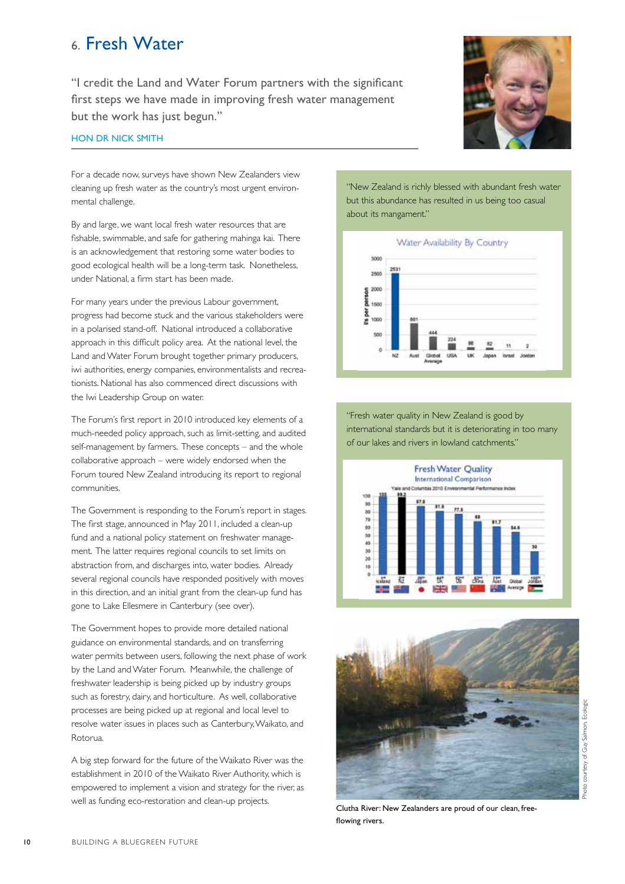# 6. Fresh Water

"I credit the Land and Water Forum partners with the significant first steps we have made in improving fresh water management but the work has just begun."

HON DR NICK SMITH

For a decade now, surveys have shown New Zealanders view cleaning up fresh water as the country's most urgent environmental challenge.

By and large, we want local fresh water resources that are fishable, swimmable, and safe for gathering mahinga kai. There is an acknowledgement that restoring some water bodies to good ecological health will be a long-term task. Nonetheless, under National, a firm start has been made.

For many years under the previous Labour government, progress had become stuck and the various stakeholders were in a polarised stand-off. National introduced a collaborative approach in this difficult policy area. At the national level, the Land and Water Forum brought together primary producers, iwi authorities, energy companies, environmentalists and recreationists. National has also commenced direct discussions with the Iwi Leadership Group on water.

The Forum's first report in 2010 introduced key elements of a much-needed policy approach, such as limit-setting, and audited self-management by farmers. These concepts – and the whole collaborative approach – were widely endorsed when the Forum toured New Zealand introducing its report to regional communities.

The Government is responding to the Forum's report in stages. The first stage, announced in May 2011, included a clean-up fund and a national policy statement on freshwater management. The latter requires regional councils to set limits on abstraction from, and discharges into, water bodies. Already several regional councils have responded positively with moves in this direction, and an initial grant from the clean-up fund has gone to Lake Ellesmere in Canterbury (see over).

The Government hopes to provide more detailed national guidance on environmental standards, and on transferring water permits between users, following the next phase of work by the Land and Water Forum. Meanwhile, the challenge of freshwater leadership is being picked up by industry groups such as forestry, dairy, and horticulture. As well, collaborative processes are being picked up at regional and local level to resolve water issues in places such as Canterbury, Waikato, and Rotorua.

A big step forward for the future of the Waikato River was the establishment in 2010 of the Waikato River Authority, which is empowered to implement a vision and strategy for the river, as well as funding eco-restoration and clean-up projects.

"New Zealand is richly blessed with abundant fresh water but this abundance has resulted in us being too casual about its mangament."

**Water Availability By Country**

| Country | l/s per person |
|---|---|
| NZ | 2531 |
| Aust | 881 |
| Global Average | 444 |
| USA | 224 |
| UK | 98 |
| Japan | 82 |
| Israel | 11 |
| Jordan | 2 |

"Fresh water quality in New Zealand is good by international standards but it is deteriorating in too many of our lakes and rivers in lowland catchments."

**Fresh Water Quality**
International Comparison
Yale and Columbia 2010 Environmental Performance Index

| Country | Score |
|---|---|
| Iceland | 100 |
| NZ | 99.2 |
| Japan | 87.8 |
| UK | 81.6 |
| US | 77.8 |
| China | 68 |
| Aust | 61.7 |
| Global Average | 54.6 |
| Jordan | 30 |

Clutha River: New Zealanders are proud of our clean, free-flowing rivers.

Photo courtesy of Guy Salmon, Ecologic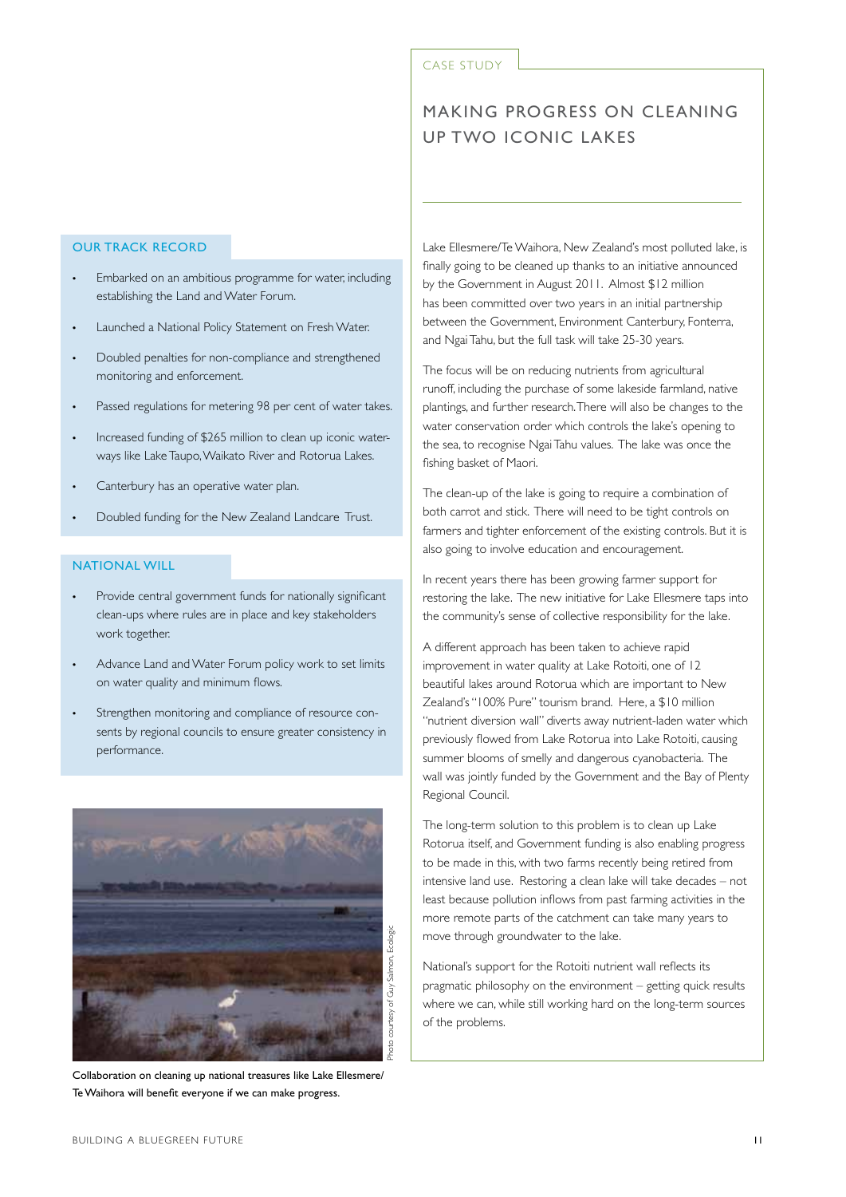## OUR TRACK RECORD

- Embarked on an ambitious programme for water, including establishing the Land and Water Forum.
- Launched a National Policy Statement on Fresh Water.
- Doubled penalties for non-compliance and strengthened monitoring and enforcement.
- Passed regulations for metering 98 per cent of water takes.
- Increased funding of $265 million to clean up iconic waterways like Lake Taupo, Waikato River and Rotorua Lakes.
- Canterbury has an operative water plan.
- Doubled funding for the New Zealand Landcare Trust.

## NATIONAL WILL

- Provide central government funds for nationally significant clean-ups where rules are in place and key stakeholders work together.
- Advance Land and Water Forum policy work to set limits on water quality and minimum flows.
- Strengthen monitoring and compliance of resource consents by regional councils to ensure greater consistency in performance.

Photo courtesy of Guy Salmon, Ecologic

Collaboration on cleaning up national treasures like Lake Ellesmere/Te Waihora will benefit everyone if we can make progress.

CASE STUDY

## MAKING PROGRESS ON CLEANING UP TWO ICONIC LAKES

Lake Ellesmere/Te Waihora, New Zealand's most polluted lake, is finally going to be cleaned up thanks to an initiative announced by the Government in August 2011. Almost $12 million has been committed over two years in an initial partnership between the Government, Environment Canterbury, Fonterra, and Ngai Tahu, but the full task will take 25-30 years.

The focus will be on reducing nutrients from agricultural runoff, including the purchase of some lakeside farmland, native plantings, and further research. There will also be changes to the water conservation order which controls the lake's opening to the sea, to recognise Ngai Tahu values. The lake was once the fishing basket of Maori.

The clean-up of the lake is going to require a combination of both carrot and stick. There will need to be tight controls on farmers and tighter enforcement of the existing controls. But it is also going to involve education and encouragement.

In recent years there has been growing farmer support for restoring the lake. The new initiative for Lake Ellesmere taps into the community's sense of collective responsibility for the lake.

A different approach has been taken to achieve rapid improvement in water quality at Lake Rotoiti, one of 12 beautiful lakes around Rotorua which are important to New Zealand's "100% Pure" tourism brand. Here, a $10 million "nutrient diversion wall" diverts away nutrient-laden water which previously flowed from Lake Rotorua into Lake Rotoiti, causing summer blooms of smelly and dangerous cyanobacteria. The wall was jointly funded by the Government and the Bay of Plenty Regional Council.

The long-term solution to this problem is to clean up Lake Rotorua itself, and Government funding is also enabling progress to be made in this, with two farms recently being retired from intensive land use. Restoring a clean lake will take decades – not least because pollution inflows from past farming activities in the more remote parts of the catchment can take many years to move through groundwater to the lake.

National's support for the Rotoiti nutrient wall reflects its pragmatic philosophy on the environment – getting quick results where we can, while still working hard on the long-term sources of the problems.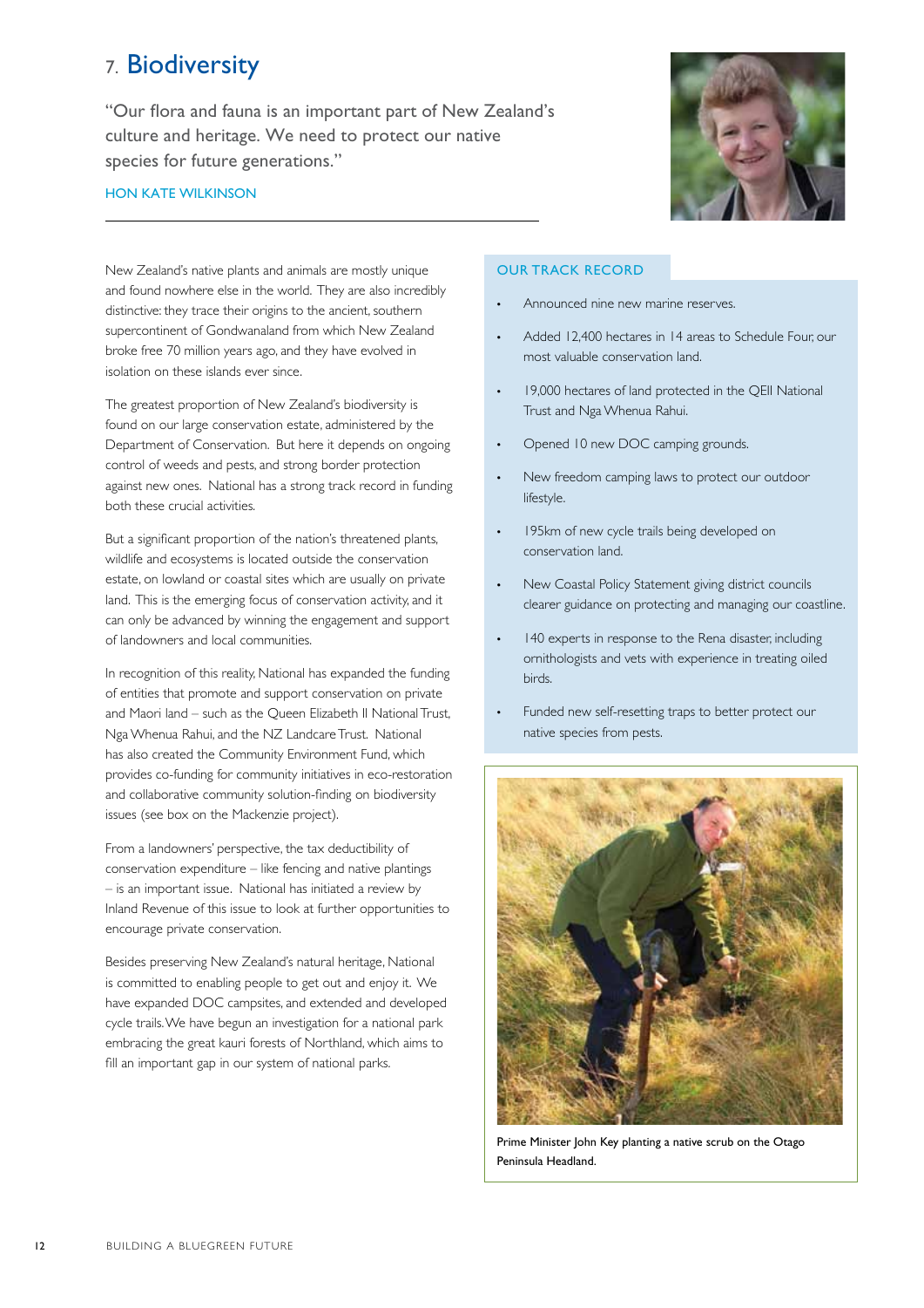# 7. Biodiversity

"Our flora and fauna is an important part of New Zealand's culture and heritage. We need to protect our native species for future generations."

HON KATE WILKINSON

New Zealand's native plants and animals are mostly unique and found nowhere else in the world. They are also incredibly distinctive: they trace their origins to the ancient, southern supercontinent of Gondwanaland from which New Zealand broke free 70 million years ago, and they have evolved in isolation on these islands ever since.

The greatest proportion of New Zealand's biodiversity is found on our large conservation estate, administered by the Department of Conservation. But here it depends on ongoing control of weeds and pests, and strong border protection against new ones. National has a strong track record in funding both these crucial activities.

But a significant proportion of the nation's threatened plants, wildlife and ecosystems is located outside the conservation estate, on lowland or coastal sites which are usually on private land. This is the emerging focus of conservation activity, and it can only be advanced by winning the engagement and support of landowners and local communities.

In recognition of this reality, National has expanded the funding of entities that promote and support conservation on private and Maori land – such as the Queen Elizabeth II National Trust, Nga Whenua Rahui, and the NZ Landcare Trust. National has also created the Community Environment Fund, which provides co-funding for community initiatives in eco-restoration and collaborative community solution-finding on biodiversity issues (see box on the Mackenzie project).

From a landowners' perspective, the tax deductibility of conservation expenditure – like fencing and native plantings – is an important issue. National has initiated a review by Inland Revenue of this issue to look at further opportunities to encourage private conservation.

Besides preserving New Zealand's natural heritage, National is committed to enabling people to get out and enjoy it. We have expanded DOC campsites, and extended and developed cycle trails. We have begun an investigation for a national park embracing the great kauri forests of Northland, which aims to fill an important gap in our system of national parks.

## OUR TRACK RECORD

- Announced nine new marine reserves.
- Added 12,400 hectares in 14 areas to Schedule Four, our most valuable conservation land.
- 19,000 hectares of land protected in the QEII National Trust and Nga Whenua Rahui.
- Opened 10 new DOC camping grounds.
- New freedom camping laws to protect our outdoor lifestyle.
- 195km of new cycle trails being developed on conservation land.
- New Coastal Policy Statement giving district councils clearer guidance on protecting and managing our coastline.
- 140 experts in response to the Rena disaster, including ornithologists and vets with experience in treating oiled birds.
- Funded new self-resetting traps to better protect our native species from pests.

Prime Minister John Key planting a native scrub on the Otago Peninsula Headland.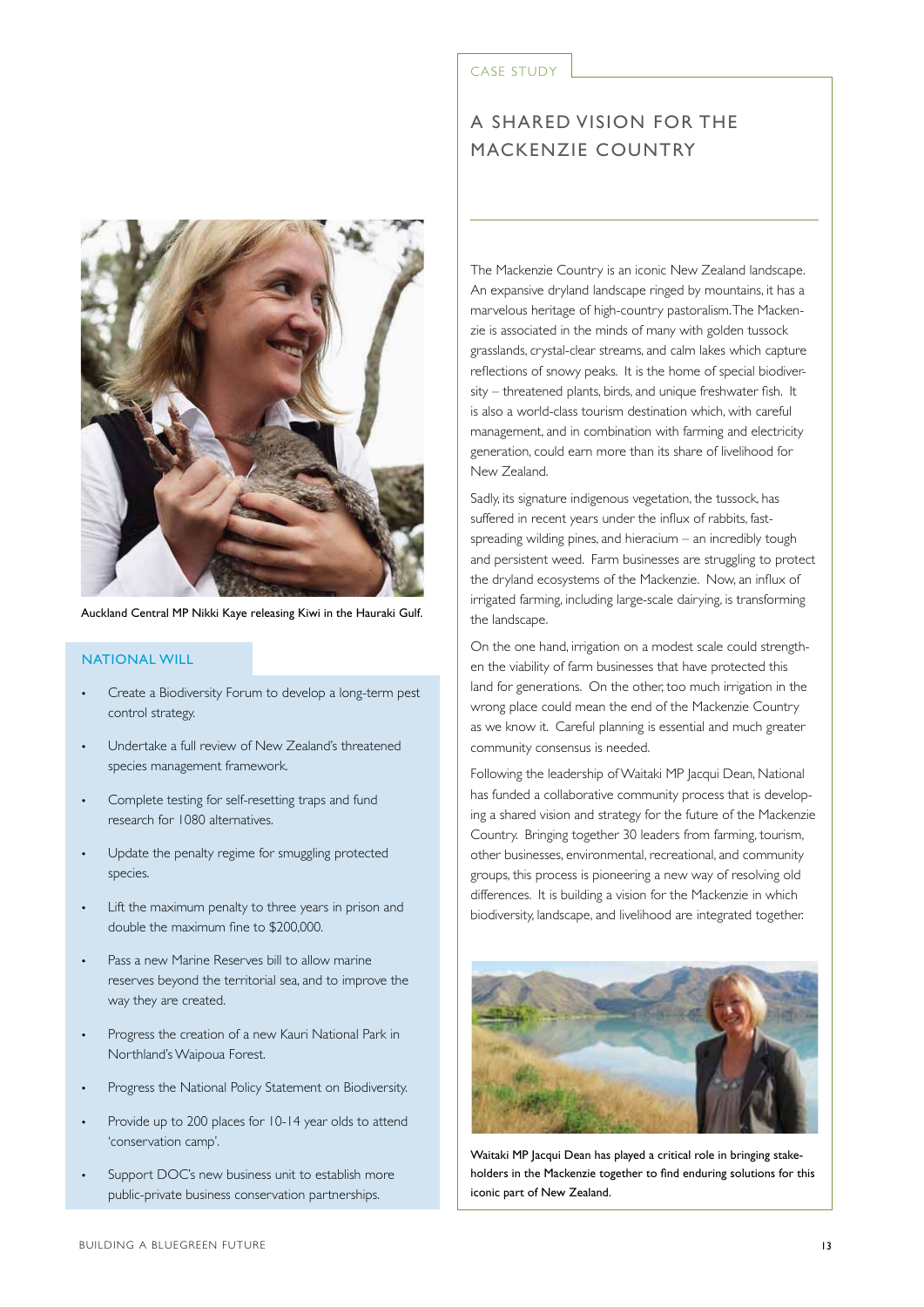Auckland Central MP Nikki Kaye releasing Kiwi in the Hauraki Gulf.

## NATIONAL WILL

- Create a Biodiversity Forum to develop a long-term pest control strategy.
- Undertake a full review of New Zealand's threatened species management framework.
- Complete testing for self-resetting traps and fund research for 1080 alternatives.
- Update the penalty regime for smuggling protected species.
- Lift the maximum penalty to three years in prison and double the maximum fine to $200,000.
- Pass a new Marine Reserves bill to allow marine reserves beyond the territorial sea, and to improve the way they are created.
- Progress the creation of a new Kauri National Park in Northland's Waipoua Forest.
- Progress the National Policy Statement on Biodiversity.
- Provide up to 200 places for 10-14 year olds to attend 'conservation camp'.
- Support DOC's new business unit to establish more public-private business conservation partnerships.

CASE STUDY

## A SHARED VISION FOR THE MACKENZIE COUNTRY

The Mackenzie Country is an iconic New Zealand landscape. An expansive dryland landscape ringed by mountains, it has a marvelous heritage of high-country pastoralism. The Mackenzie is associated in the minds of many with golden tussock grasslands, crystal-clear streams, and calm lakes which capture reflections of snowy peaks. It is the home of special biodiversity – threatened plants, birds, and unique freshwater fish. It is also a world-class tourism destination which, with careful management, and in combination with farming and electricity generation, could earn more than its share of livelihood for New Zealand.

Sadly, its signature indigenous vegetation, the tussock, has suffered in recent years under the influx of rabbits, fast-spreading wilding pines, and hieracium – an incredibly tough and persistent weed. Farm businesses are struggling to protect the dryland ecosystems of the Mackenzie. Now, an influx of irrigated farming, including large-scale dairying, is transforming the landscape.

On the one hand, irrigation on a modest scale could strengthen the viability of farm businesses that have protected this land for generations. On the other, too much irrigation in the wrong place could mean the end of the Mackenzie Country as we know it. Careful planning is essential and much greater community consensus is needed.

Following the leadership of Waitaki MP Jacqui Dean, National has funded a collaborative community process that is developing a shared vision and strategy for the future of the Mackenzie Country. Bringing together 30 leaders from farming, tourism, other businesses, environmental, recreational, and community groups, this process is pioneering a new way of resolving old differences. It is building a vision for the Mackenzie in which biodiversity, landscape, and livelihood are integrated together.

Waitaki MP Jacqui Dean has played a critical role in bringing stakeholders in the Mackenzie together to find enduring solutions for this iconic part of New Zealand.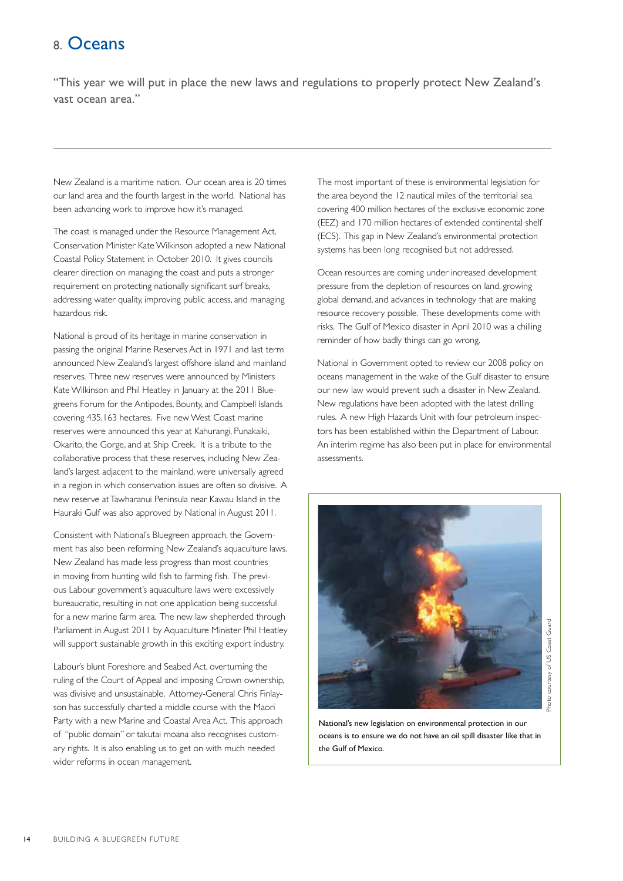# 8. Oceans

"This year we will put in place the new laws and regulations to properly protect New Zealand's vast ocean area."

New Zealand is a maritime nation. Our ocean area is 20 times our land area and the fourth largest in the world. National has been advancing work to improve how it's managed.

The coast is managed under the Resource Management Act. Conservation Minister Kate Wilkinson adopted a new National Coastal Policy Statement in October 2010. It gives councils clearer direction on managing the coast and puts a stronger requirement on protecting nationally significant surf breaks, addressing water quality, improving public access, and managing hazardous risk.

National is proud of its heritage in marine conservation in passing the original Marine Reserves Act in 1971 and last term announced New Zealand's largest offshore island and mainland reserves. Three new reserves were announced by Ministers Kate Wilkinson and Phil Heatley in January at the 2011 Bluegreens Forum for the Antipodes, Bounty, and Campbell Islands covering 435,163 hectares. Five new West Coast marine reserves were announced this year at Kahurangi, Punakaiki, Okarito, the Gorge, and at Ship Creek. It is a tribute to the collaborative process that these reserves, including New Zealand's largest adjacent to the mainland, were universally agreed in a region in which conservation issues are often so divisive. A new reserve at Tawharanui Peninsula near Kawau Island in the Hauraki Gulf was also approved by National in August 2011.

Consistent with National's Bluegreen approach, the Government has also been reforming New Zealand's aquaculture laws. New Zealand has made less progress than most countries in moving from hunting wild fish to farming fish. The previous Labour government's aquaculture laws were excessively bureaucratic, resulting in not one application being successful for a new marine farm area. The new law shepherded through Parliament in August 2011 by Aquaculture Minister Phil Heatley will support sustainable growth in this exciting export industry.

Labour's blunt Foreshore and Seabed Act, overturning the ruling of the Court of Appeal and imposing Crown ownership, was divisive and unsustainable. Attorney-General Chris Finlayson has successfully charted a middle course with the Maori Party with a new Marine and Coastal Area Act. This approach of "public domain" or takutai moana also recognises customary rights. It is also enabling us to get on with much needed wider reforms in ocean management.

The most important of these is environmental legislation for the area beyond the 12 nautical miles of the territorial sea covering 400 million hectares of the exclusive economic zone (EEZ) and 170 million hectares of extended continental shelf (ECS). This gap in New Zealand's environmental protection systems has been long recognised but not addressed.

Ocean resources are coming under increased development pressure from the depletion of resources on land, growing global demand, and advances in technology that are making resource recovery possible. These developments come with risks. The Gulf of Mexico disaster in April 2010 was a chilling reminder of how badly things can go wrong.

National in Government opted to review our 2008 policy on oceans management in the wake of the Gulf disaster to ensure our new law would prevent such a disaster in New Zealand. New regulations have been adopted with the latest drilling rules. A new High Hazards Unit with four petroleum inspectors has been established within the Department of Labour. An interim regime has also been put in place for environmental assessments.

Photo courtesy of US Coast Guard

National's new legislation on environmental protection in our oceans is to ensure we do not have an oil spill disaster like that in the Gulf of Mexico.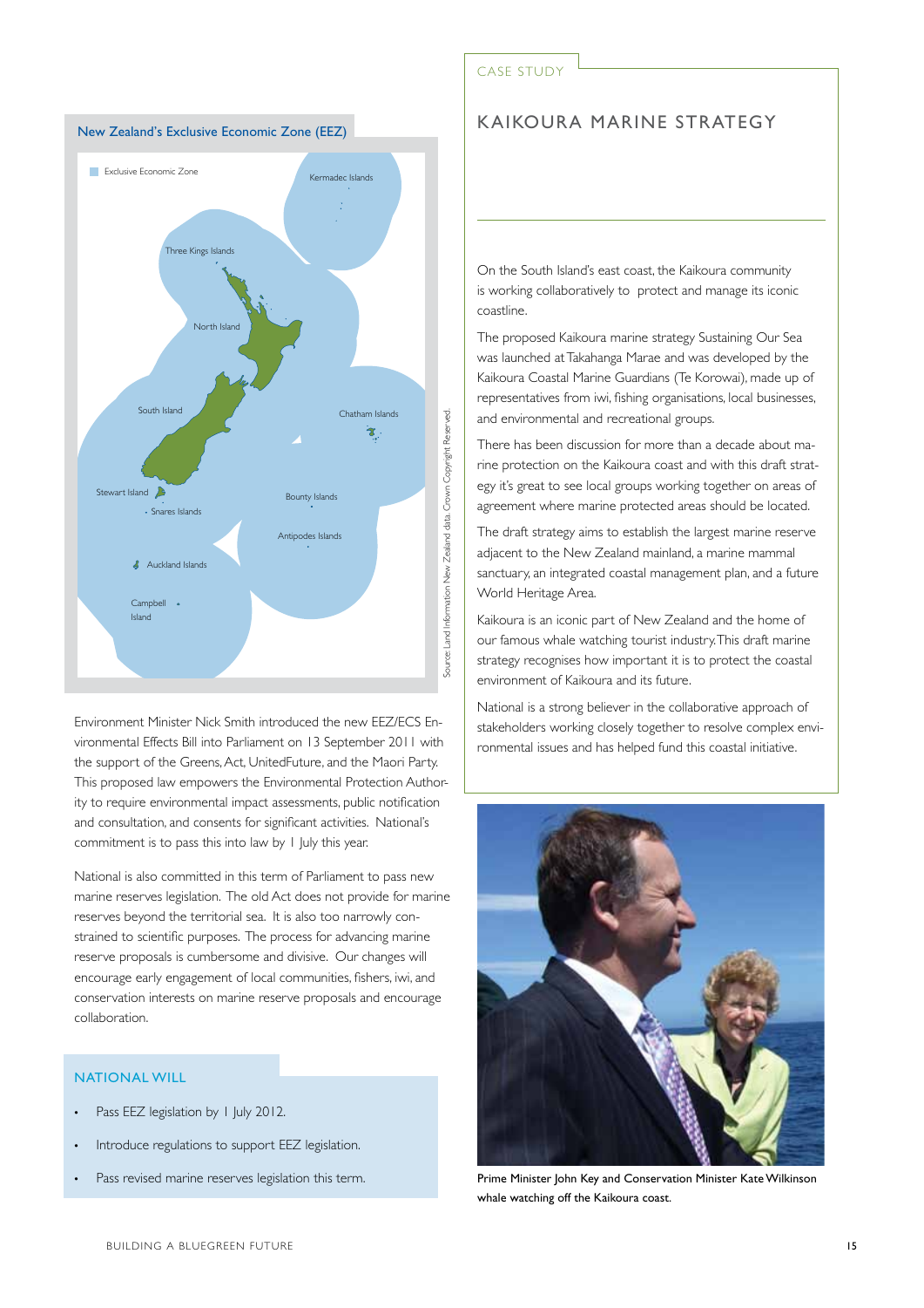## New Zealand's Exclusive Economic Zone (EEZ)

Source: Land Information New Zealand data. Crown Copyright Reserved.

Environment Minister Nick Smith introduced the new EEZ/ECS Environmental Effects Bill into Parliament on 13 September 2011 with the support of the Greens, Act, UnitedFuture, and the Maori Party. This proposed law empowers the Environmental Protection Authority to require environmental impact assessments, public notification and consultation, and consents for significant activities. National's commitment is to pass this into law by 1 July this year.

National is also committed in this term of Parliament to pass new marine reserves legislation. The old Act does not provide for marine reserves beyond the territorial sea. It is also too narrowly constrained to scientific purposes. The process for advancing marine reserve proposals is cumbersome and divisive. Our changes will encourage early engagement of local communities, fishers, iwi, and conservation interests on marine reserve proposals and encourage collaboration.

### NATIONAL WILL

- Pass EEZ legislation by 1 July 2012.
- Introduce regulations to support EEZ legislation.
- Pass revised marine reserves legislation this term.

CASE STUDY

## KAIKOURA MARINE STRATEGY

On the South Island's east coast, the Kaikoura community is working collaboratively to protect and manage its iconic coastline.

The proposed Kaikoura marine strategy Sustaining Our Sea was launched at Takahanga Marae and was developed by the Kaikoura Coastal Marine Guardians (Te Korowai), made up of representatives from iwi, fishing organisations, local businesses, and environmental and recreational groups.

There has been discussion for more than a decade about marine protection on the Kaikoura coast and with this draft strategy it's great to see local groups working together on areas of agreement where marine protected areas should be located.

The draft strategy aims to establish the largest marine reserve adjacent to the New Zealand mainland, a marine mammal sanctuary, an integrated coastal management plan, and a future World Heritage Area.

Kaikoura is an iconic part of New Zealand and the home of our famous whale watching tourist industry. This draft marine strategy recognises how important it is to protect the coastal environment of Kaikoura and its future.

National is a strong believer in the collaborative approach of stakeholders working closely together to resolve complex environmental issues and has helped fund this coastal initiative.

Prime Minister John Key and Conservation Minister Kate Wilkinson whale watching off the Kaikoura coast.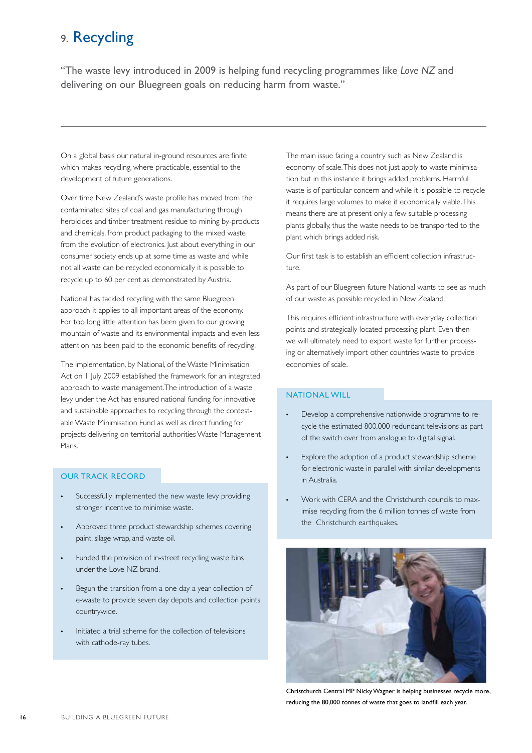# 9. Recycling

"The waste levy introduced in 2009 is helping fund recycling programmes like *Love NZ* and delivering on our Bluegreen goals on reducing harm from waste."

---

On a global basis our natural in-ground resources are finite which makes recycling, where practicable, essential to the development of future generations.

Over time New Zealand's waste profile has moved from the contaminated sites of coal and gas manufacturing through herbicides and timber treatment residue to mining by-products and chemicals, from product packaging to the mixed waste from the evolution of electronics. Just about everything in our consumer society ends up at some time as waste and while not all waste can be recycled economically it is possible to recycle up to 60 per cent as demonstrated by Austria.

National has tackled recycling with the same Bluegreen approach it applies to all important areas of the economy. For too long little attention has been given to our growing mountain of waste and its environmental impacts and even less attention has been paid to the economic benefits of recycling.

The implementation, by National, of the Waste Minimisation Act on 1 July 2009 established the framework for an integrated approach to waste management. The introduction of a waste levy under the Act has ensured national funding for innovative and sustainable approaches to recycling through the contestable Waste Minimisation Fund as well as direct funding for projects delivering on territorial authorities Waste Management Plans.

## OUR TRACK RECORD

- Successfully implemented the new waste levy providing stronger incentive to minimise waste.
- Approved three product stewardship schemes covering paint, silage wrap, and waste oil.
- Funded the provision of in-street recycling waste bins under the Love NZ brand.
- Begun the transition from a one day a year collection of e-waste to provide seven day depots and collection points countrywide.
- Initiated a trial scheme for the collection of televisions with cathode-ray tubes.

The main issue facing a country such as New Zealand is economy of scale. This does not just apply to waste minimisation but in this instance it brings added problems. Harmful waste is of particular concern and while it is possible to recycle it requires large volumes to make it economically viable. This means there are at present only a few suitable processing plants globally, thus the waste needs to be transported to the plant which brings added risk.

Our first task is to establish an efficient collection infrastructure.

As part of our Bluegreen future National wants to see as much of our waste as possible recycled in New Zealand.

This requires efficient infrastructure with everyday collection points and strategically located processing plant. Even then we will ultimately need to export waste for further processing or alternatively import other countries waste to provide economies of scale.

## NATIONAL WILL

- Develop a comprehensive nationwide programme to recycle the estimated 800,000 redundant televisions as part of the switch over from analogue to digital signal.
- Explore the adoption of a product stewardship scheme for electronic waste in parallel with similar developments in Australia.
- Work with CERA and the Christchurch councils to maximise recycling from the 6 million tonnes of waste from the Christchurch earthquakes.

Christchurch Central MP Nicky Wagner is helping businesses recycle more, reducing the 80,000 tonnes of waste that goes to landfill each year.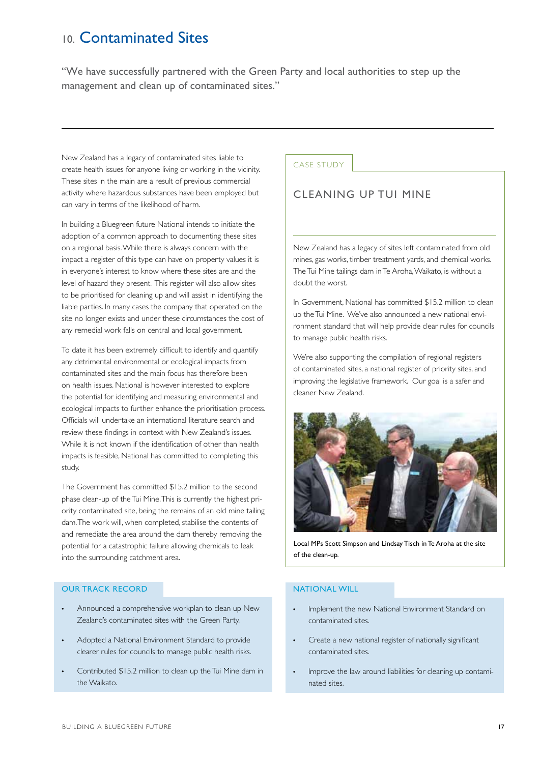# 10. Contaminated Sites

"We have successfully partnered with the Green Party and local authorities to step up the management and clean up of contaminated sites."

New Zealand has a legacy of contaminated sites liable to create health issues for anyone living or working in the vicinity. These sites in the main are a result of previous commercial activity where hazardous substances have been employed but can vary in terms of the likelihood of harm.

In building a Bluegreen future National intends to initiate the adoption of a common approach to documenting these sites on a regional basis. While there is always concern with the impact a register of this type can have on property values it is in everyone's interest to know where these sites are and the level of hazard they present. This register will also allow sites to be prioritised for cleaning up and will assist in identifying the liable parties. In many cases the company that operated on the site no longer exists and under these circumstances the cost of any remedial work falls on central and local government.

To date it has been extremely difficult to identify and quantify any detrimental environmental or ecological impacts from contaminated sites and the main focus has therefore been on health issues. National is however interested to explore the potential for identifying and measuring environmental and ecological impacts to further enhance the prioritisation process. Officials will undertake an international literature search and review these findings in context with New Zealand's issues. While it is not known if the identification of other than health impacts is feasible, National has committed to completing this study.

The Government has committed $15.2 million to the second phase clean-up of the Tui Mine. This is currently the highest priority contaminated site, being the remains of an old mine tailing dam. The work will, when completed, stabilise the contents of and remediate the area around the dam thereby removing the potential for a catastrophic failure allowing chemicals to leak into the surrounding catchment area.

## CASE STUDY

### CLEANING UP TUI MINE

New Zealand has a legacy of sites left contaminated from old mines, gas works, timber treatment yards, and chemical works. The Tui Mine tailings dam in Te Aroha, Waikato, is without a doubt the worst.

In Government, National has committed $15.2 million to clean up the Tui Mine. We've also announced a new national environment standard that will help provide clear rules for councils to manage public health risks.

We're also supporting the compilation of regional registers of contaminated sites, a national register of priority sites, and improving the legislative framework. Our goal is a safer and cleaner New Zealand.

Local MPs Scott Simpson and Lindsay Tisch in Te Aroha at the site of the clean-up.

## OUR TRACK RECORD

- Announced a comprehensive workplan to clean up New Zealand's contaminated sites with the Green Party.
- Adopted a National Environment Standard to provide clearer rules for councils to manage public health risks.
- Contributed $15.2 million to clean up the Tui Mine dam in the Waikato.

## NATIONAL WILL

- Implement the new National Environment Standard on contaminated sites.
- Create a new national register of nationally significant contaminated sites.
- Improve the law around liabilities for cleaning up contaminated sites.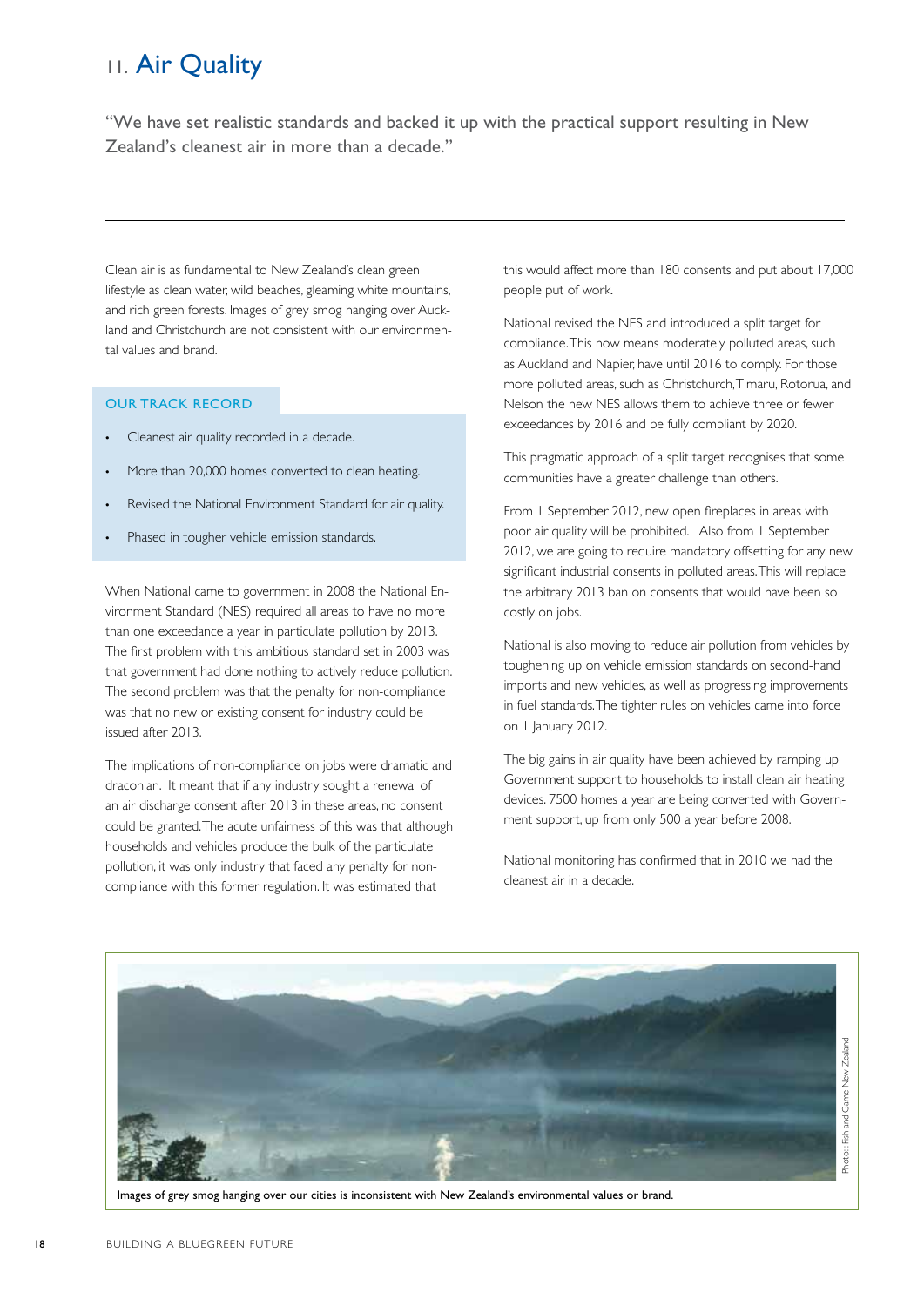# 11. Air Quality

"We have set realistic standards and backed it up with the practical support resulting in New Zealand's cleanest air in more than a decade."

Clean air is as fundamental to New Zealand's clean green lifestyle as clean water, wild beaches, gleaming white mountains, and rich green forests. Images of grey smog hanging over Auckland and Christchurch are not consistent with our environmental values and brand.

## OUR TRACK RECORD

- Cleanest air quality recorded in a decade.
- More than 20,000 homes converted to clean heating.
- Revised the National Environment Standard for air quality.
- Phased in tougher vehicle emission standards.

When National came to government in 2008 the National Environment Standard (NES) required all areas to have no more than one exceedance a year in particulate pollution by 2013. The first problem with this ambitious standard set in 2003 was that government had done nothing to actively reduce pollution. The second problem was that the penalty for non-compliance was that no new or existing consent for industry could be issued after 2013.

The implications of non-compliance on jobs were dramatic and draconian. It meant that if any industry sought a renewal of an air discharge consent after 2013 in these areas, no consent could be granted. The acute unfairness of this was that although households and vehicles produce the bulk of the particulate pollution, it was only industry that faced any penalty for non-compliance with this former regulation. It was estimated that this would affect more than 180 consents and put about 17,000 people put of work.

National revised the NES and introduced a split target for compliance. This now means moderately polluted areas, such as Auckland and Napier, have until 2016 to comply. For those more polluted areas, such as Christchurch, Timaru, Rotorua, and Nelson the new NES allows them to achieve three or fewer exceedances by 2016 and be fully compliant by 2020.

This pragmatic approach of a split target recognises that some communities have a greater challenge than others.

From 1 September 2012, new open fireplaces in areas with poor air quality will be prohibited. Also from 1 September 2012, we are going to require mandatory offsetting for any new significant industrial consents in polluted areas. This will replace the arbitrary 2013 ban on consents that would have been so costly on jobs.

National is also moving to reduce air pollution from vehicles by toughening up on vehicle emission standards on second-hand imports and new vehicles, as well as progressing improvements in fuel standards. The tighter rules on vehicles came into force on 1 January 2012.

The big gains in air quality have been achieved by ramping up Government support to households to install clean air heating devices. 7500 homes a year are being converted with Government support, up from only 500 a year before 2008.

National monitoring has confirmed that in 2010 we had the cleanest air in a decade.

Photo: Fish and Game New Zealand

Images of grey smog hanging over our cities is inconsistent with New Zealand's environmental values or brand.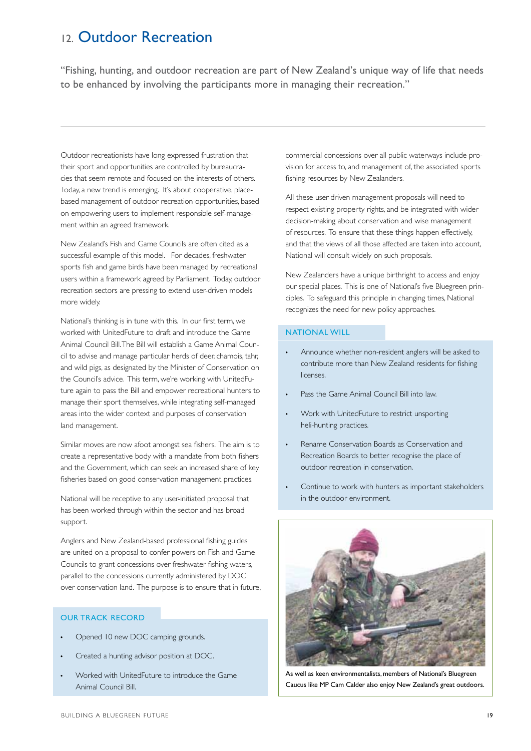# 12. Outdoor Recreation

"Fishing, hunting, and outdoor recreation are part of New Zealand's unique way of life that needs to be enhanced by involving the participants more in managing their recreation."

Outdoor recreationists have long expressed frustration that their sport and opportunities are controlled by bureaucracies that seem remote and focused on the interests of others. Today, a new trend is emerging. It's about cooperative, place-based management of outdoor recreation opportunities, based on empowering users to implement responsible self-management within an agreed framework.

New Zealand's Fish and Game Councils are often cited as a successful example of this model. For decades, freshwater sports fish and game birds have been managed by recreational users within a framework agreed by Parliament. Today, outdoor recreation sectors are pressing to extend user-driven models more widely.

National's thinking is in tune with this. In our first term, we worked with UnitedFuture to draft and introduce the Game Animal Council Bill. The Bill will establish a Game Animal Council to advise and manage particular herds of deer, chamois, tahr, and wild pigs, as designated by the Minister of Conservation on the Council's advice. This term, we're working with UnitedFuture again to pass the Bill and empower recreational hunters to manage their sport themselves, while integrating self-managed areas into the wider context and purposes of conservation land management.

Similar moves are now afoot amongst sea fishers. The aim is to create a representative body with a mandate from both fishers and the Government, which can seek an increased share of key fisheries based on good conservation management practices.

National will be receptive to any user-initiated proposal that has been worked through within the sector and has broad support.

Anglers and New Zealand-based professional fishing guides are united on a proposal to confer powers on Fish and Game Councils to grant concessions over freshwater fishing waters, parallel to the concessions currently administered by DOC over conservation land. The purpose is to ensure that in future, commercial concessions over all public waterways include provision for access to, and management of, the associated sports fishing resources by New Zealanders.

All these user-driven management proposals will need to respect existing property rights, and be integrated with wider decision-making about conservation and wise management of resources. To ensure that these things happen effectively, and that the views of all those affected are taken into account, National will consult widely on such proposals.

New Zealanders have a unique birthright to access and enjoy our special places. This is one of National's five Bluegreen principles. To safeguard this principle in changing times, National recognizes the need for new policy approaches.

## OUR TRACK RECORD

- Opened 10 new DOC camping grounds.
- Created a hunting advisor position at DOC.
- Worked with UnitedFuture to introduce the Game Animal Council Bill.

## NATIONAL WILL

- Announce whether non-resident anglers will be asked to contribute more than New Zealand residents for fishing licenses.
- Pass the Game Animal Council Bill into law.
- Work with UnitedFuture to restrict unsporting heli-hunting practices.
- Rename Conservation Boards as Conservation and Recreation Boards to better recognise the place of outdoor recreation in conservation.
- Continue to work with hunters as important stakeholders in the outdoor environment.

As well as keen environmentalists, members of National's Bluegreen Caucus like MP Cam Calder also enjoy New Zealand's great outdoors.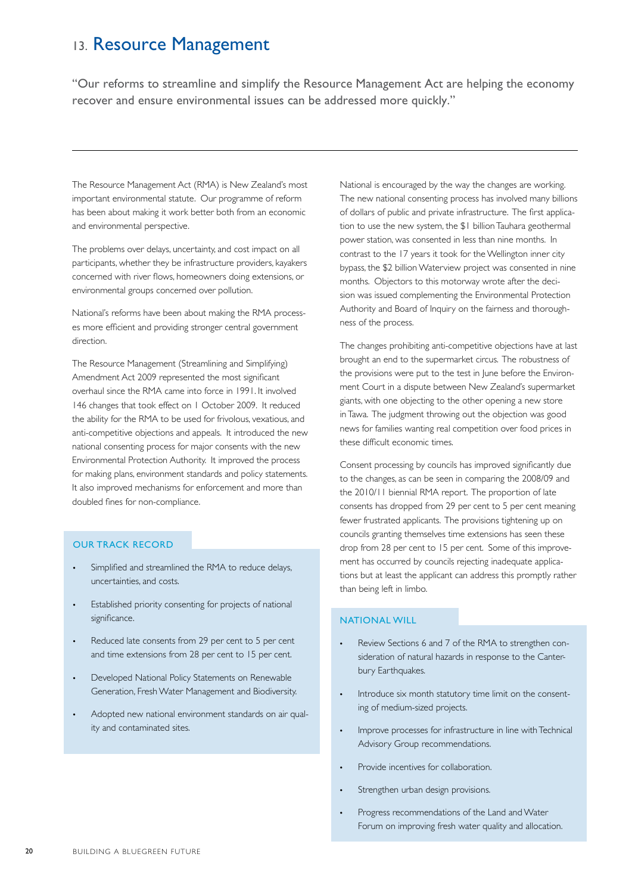# 13. Resource Management

"Our reforms to streamline and simplify the Resource Management Act are helping the economy recover and ensure environmental issues can be addressed more quickly."

The Resource Management Act (RMA) is New Zealand's most important environmental statute. Our programme of reform has been about making it work better both from an economic and environmental perspective.

The problems over delays, uncertainty, and cost impact on all participants, whether they be infrastructure providers, kayakers concerned with river flows, homeowners doing extensions, or environmental groups concerned over pollution.

National's reforms have been about making the RMA processes more efficient and providing stronger central government direction.

The Resource Management (Streamlining and Simplifying) Amendment Act 2009 represented the most significant overhaul since the RMA came into force in 1991. It involved 146 changes that took effect on 1 October 2009. It reduced the ability for the RMA to be used for frivolous, vexatious, and anti-competitive objections and appeals. It introduced the new national consenting process for major consents with the new Environmental Protection Authority. It improved the process for making plans, environment standards and policy statements. It also improved mechanisms for enforcement and more than doubled fines for non-compliance.

## OUR TRACK RECORD

- Simplified and streamlined the RMA to reduce delays, uncertainties, and costs.
- Established priority consenting for projects of national significance.
- Reduced late consents from 29 per cent to 5 per cent and time extensions from 28 per cent to 15 per cent.
- Developed National Policy Statements on Renewable Generation, Fresh Water Management and Biodiversity.
- Adopted new national environment standards on air quality and contaminated sites.

National is encouraged by the way the changes are working. The new national consenting process has involved many billions of dollars of public and private infrastructure. The first application to use the new system, the $1 billion Tauhara geothermal power station, was consented in less than nine months. In contrast to the 17 years it took for the Wellington inner city bypass, the $2 billion Waterview project was consented in nine months. Objectors to this motorway wrote after the decision was issued complementing the Environmental Protection Authority and Board of Inquiry on the fairness and thoroughness of the process.

The changes prohibiting anti-competitive objections have at last brought an end to the supermarket circus. The robustness of the provisions were put to the test in June before the Environment Court in a dispute between New Zealand's supermarket giants, with one objecting to the other opening a new store in Tawa. The judgment throwing out the objection was good news for families wanting real competition over food prices in these difficult economic times.

Consent processing by councils has improved significantly due to the changes, as can be seen in comparing the 2008/09 and the 2010/11 biennial RMA report. The proportion of late consents has dropped from 29 per cent to 5 per cent meaning fewer frustrated applicants. The provisions tightening up on councils granting themselves time extensions has seen these drop from 28 per cent to 15 per cent. Some of this improvement has occurred by councils rejecting inadequate applications but at least the applicant can address this promptly rather than being left in limbo.

## NATIONAL WILL

- Review Sections 6 and 7 of the RMA to strengthen consideration of natural hazards in response to the Canterbury Earthquakes.
- Introduce six month statutory time limit on the consenting of medium-sized projects.
- Improve processes for infrastructure in line with Technical Advisory Group recommendations.
- Provide incentives for collaboration.
- Strengthen urban design provisions.
- Progress recommendations of the Land and Water Forum on improving fresh water quality and allocation.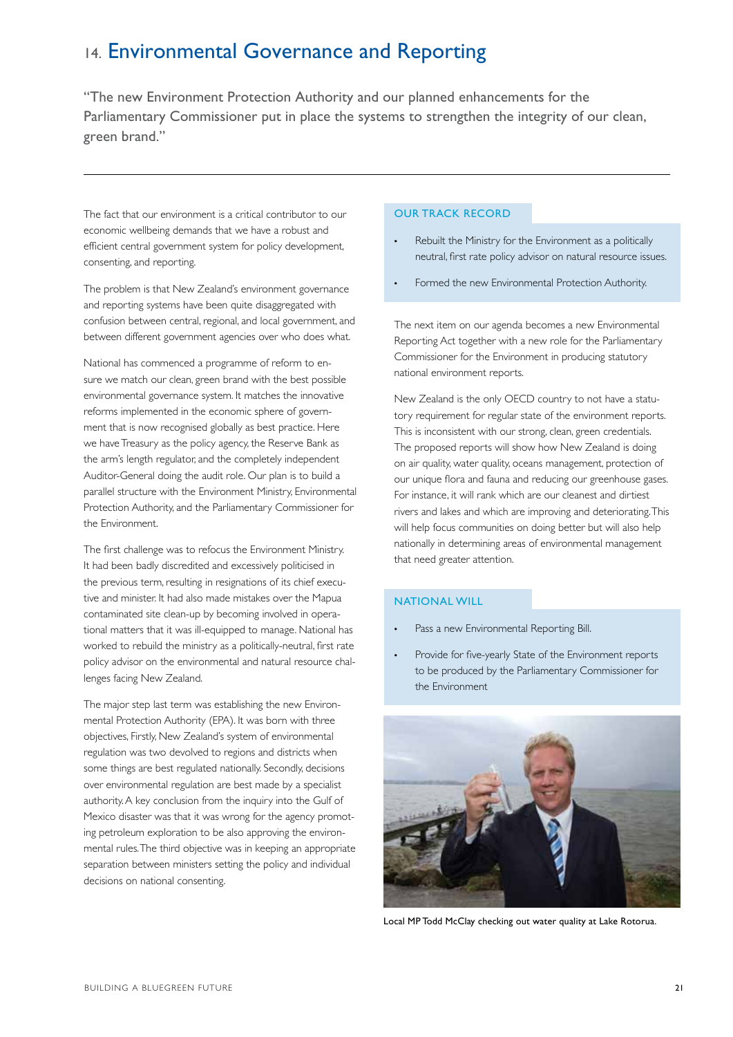# 14. Environmental Governance and Reporting

"The new Environment Protection Authority and our planned enhancements for the Parliamentary Commissioner put in place the systems to strengthen the integrity of our clean, green brand."

The fact that our environment is a critical contributor to our economic wellbeing demands that we have a robust and efficient central government system for policy development, consenting, and reporting.

The problem is that New Zealand's environment governance and reporting systems have been quite disaggregated with confusion between central, regional, and local government, and between different government agencies over who does what.

National has commenced a programme of reform to ensure we match our clean, green brand with the best possible environmental governance system. It matches the innovative reforms implemented in the economic sphere of government that is now recognised globally as best practice. Here we have Treasury as the policy agency, the Reserve Bank as the arm's length regulator, and the completely independent Auditor-General doing the audit role. Our plan is to build a parallel structure with the Environment Ministry, Environmental Protection Authority, and the Parliamentary Commissioner for the Environment.

The first challenge was to refocus the Environment Ministry. It had been badly discredited and excessively politicised in the previous term, resulting in resignations of its chief executive and minister. It had also made mistakes over the Mapua contaminated site clean-up by becoming involved in operational matters that it was ill-equipped to manage. National has worked to rebuild the ministry as a politically-neutral, first rate policy advisor on the environmental and natural resource challenges facing New Zealand.

The major step last term was establishing the new Environmental Protection Authority (EPA). It was born with three objectives, Firstly, New Zealand's system of environmental regulation was two devolved to regions and districts when some things are best regulated nationally. Secondly, decisions over environmental regulation are best made by a specialist authority. A key conclusion from the inquiry into the Gulf of Mexico disaster was that it was wrong for the agency promoting petroleum exploration to be also approving the environmental rules. The third objective was in keeping an appropriate separation between ministers setting the policy and individual decisions on national consenting.

## OUR TRACK RECORD

- Rebuilt the Ministry for the Environment as a politically neutral, first rate policy advisor on natural resource issues.
- Formed the new Environmental Protection Authority.

The next item on our agenda becomes a new Environmental Reporting Act together with a new role for the Parliamentary Commissioner for the Environment in producing statutory national environment reports.

New Zealand is the only OECD country to not have a statutory requirement for regular state of the environment reports. This is inconsistent with our strong, clean, green credentials. The proposed reports will show how New Zealand is doing on air quality, water quality, oceans management, protection of our unique flora and fauna and reducing our greenhouse gases. For instance, it will rank which are our cleanest and dirtiest rivers and lakes and which are improving and deteriorating. This will help focus communities on doing better but will also help nationally in determining areas of environmental management that need greater attention.

## NATIONAL WILL

- Pass a new Environmental Reporting Bill.
- Provide for five-yearly State of the Environment reports to be produced by the Parliamentary Commissioner for the Environment

Local MP Todd McClay checking out water quality at Lake Rotorua.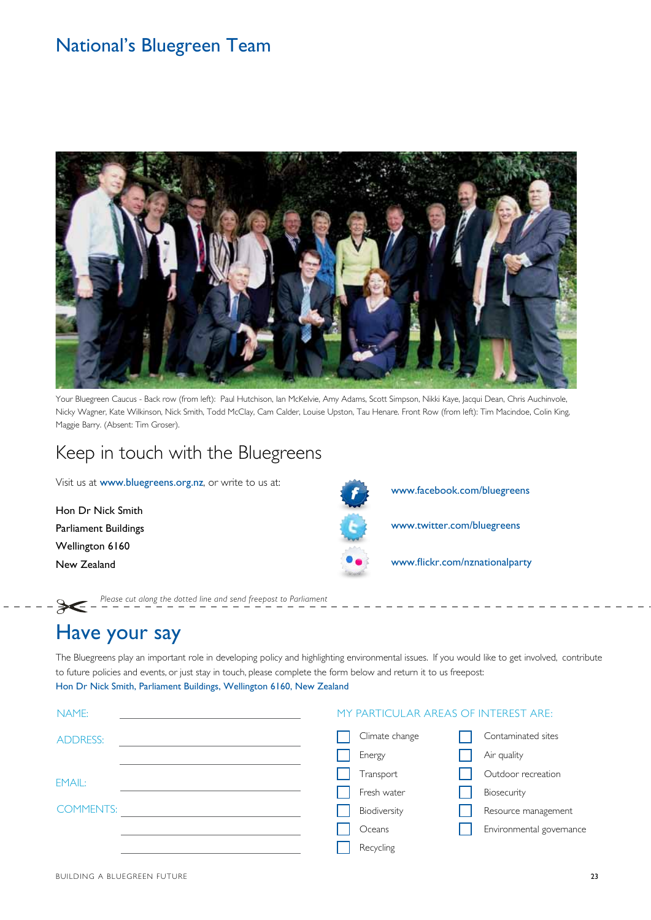# National's Bluegreen Team

Your Bluegreen Caucus - Back row (from left): Paul Hutchison, Ian McKelvie, Amy Adams, Scott Simpson, Nikki Kaye, Jacqui Dean, Chris Auchinvole, Nicky Wagner, Kate Wilkinson, Nick Smith, Todd McClay, Cam Calder, Louise Upston, Tau Henare. Front Row (from left): Tim Macindoe, Colin King, Maggie Barry. (Absent: Tim Groser).

## Keep in touch with the Bluegreens

Visit us at www.bluegreens.org.nz, or write to us at:

Hon Dr Nick Smith
Parliament Buildings
Wellington 6160
New Zealand

www.facebook.com/bluegreens

www.twitter.com/bluegreens

www.flickr.com/nznationalparty

*Please cut along the dotted line and send freepost to Parliament*

## Have your say

The Bluegreens play an important role in developing policy and highlighting environmental issues. If you would like to get involved, contribute to future policies and events, or just stay in touch, please complete the form below and return it to us freepost:
Hon Dr Nick Smith, Parliament Buildings, Wellington 6160, New Zealand

NAME: ____________________

ADDRESS: ____________________

____________________

EMAIL: ____________________

COMMENTS: ____________________

____________________

____________________

MY PARTICULAR AREAS OF INTEREST ARE:

- [ ] Climate change
- [ ] Energy
- [ ] Transport
- [ ] Fresh water
- [ ] Biodiversity
- [ ] Oceans
- [ ] Recycling
- [ ] Contaminated sites
- [ ] Air quality
- [ ] Outdoor recreation
- [ ] Biosecurity
- [ ] Resource management
- [ ] Environmental governance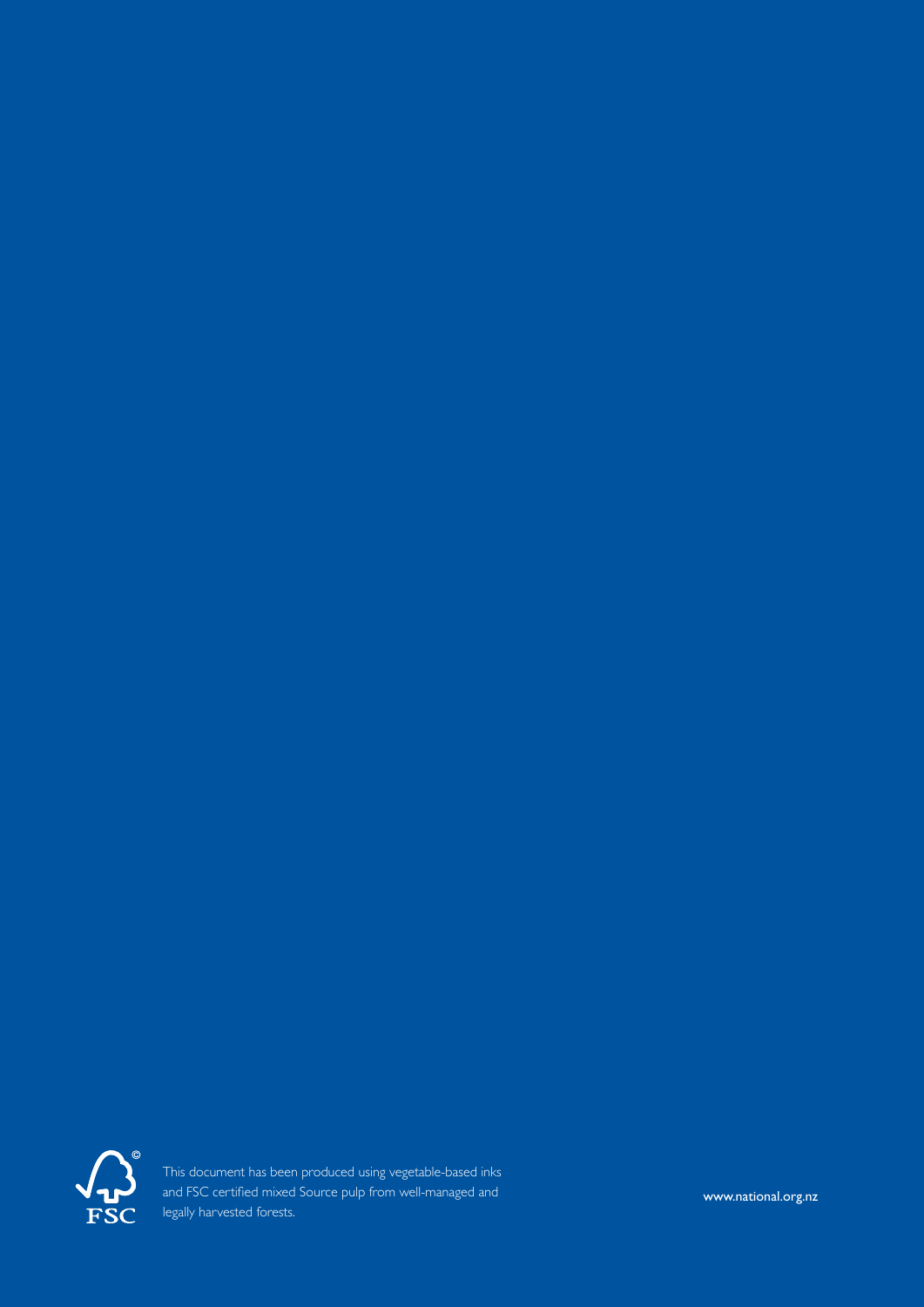FSC

This document has been produced using vegetable-based inks and FSC certified mixed Source pulp from well-managed and legally harvested forests.

www.national.org.nz